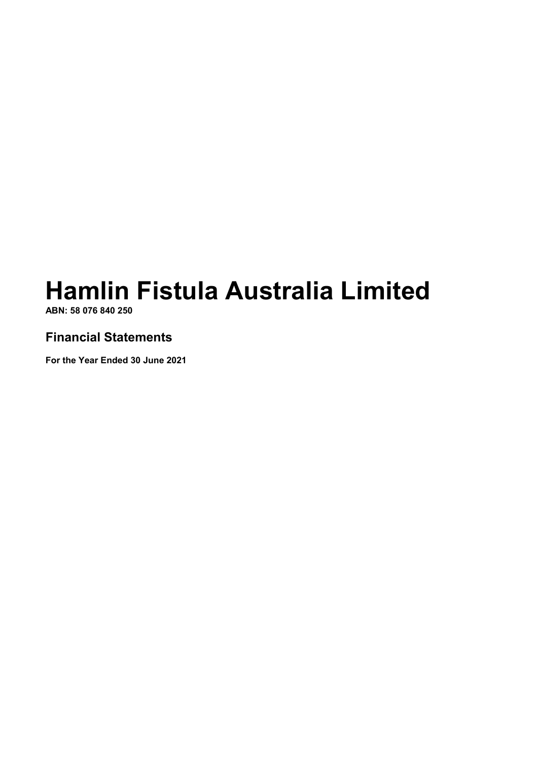# Hamlin Fistula Australia Limited

**ABN: 58 076 840 250**

## Financial Statements

**For the Year Ended 30 June 2021**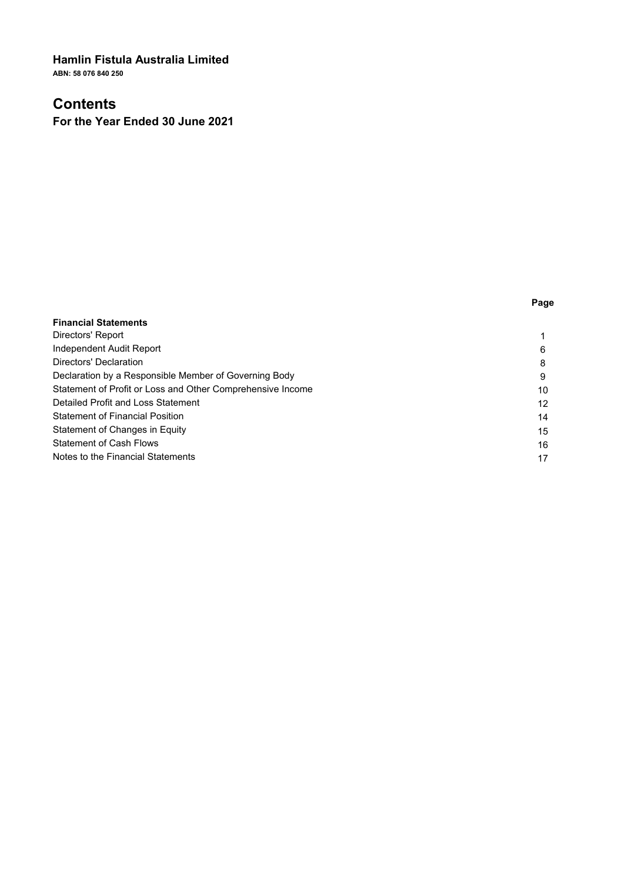**Hamlin Fistula Australia Limited**

**ABN: 58 076 840 250**

# Contents

## For the Year Ended 30 June 2021

| | Page |
|---|---|
| **Financial Statements** | |
| Directors' Report | 1 |
| Independent Audit Report | 6 |
| Directors' Declaration | 8 |
| Declaration by a Responsible Member of Governing Body | 9 |
| Statement of Profit or Loss and Other Comprehensive Income | 10 |
| Detailed Profit and Loss Statement | 12 |
| Statement of Financial Position | 14 |
| Statement of Changes in Equity | 15 |
| Statement of Cash Flows | 16 |
| Notes to the Financial Statements | 17 |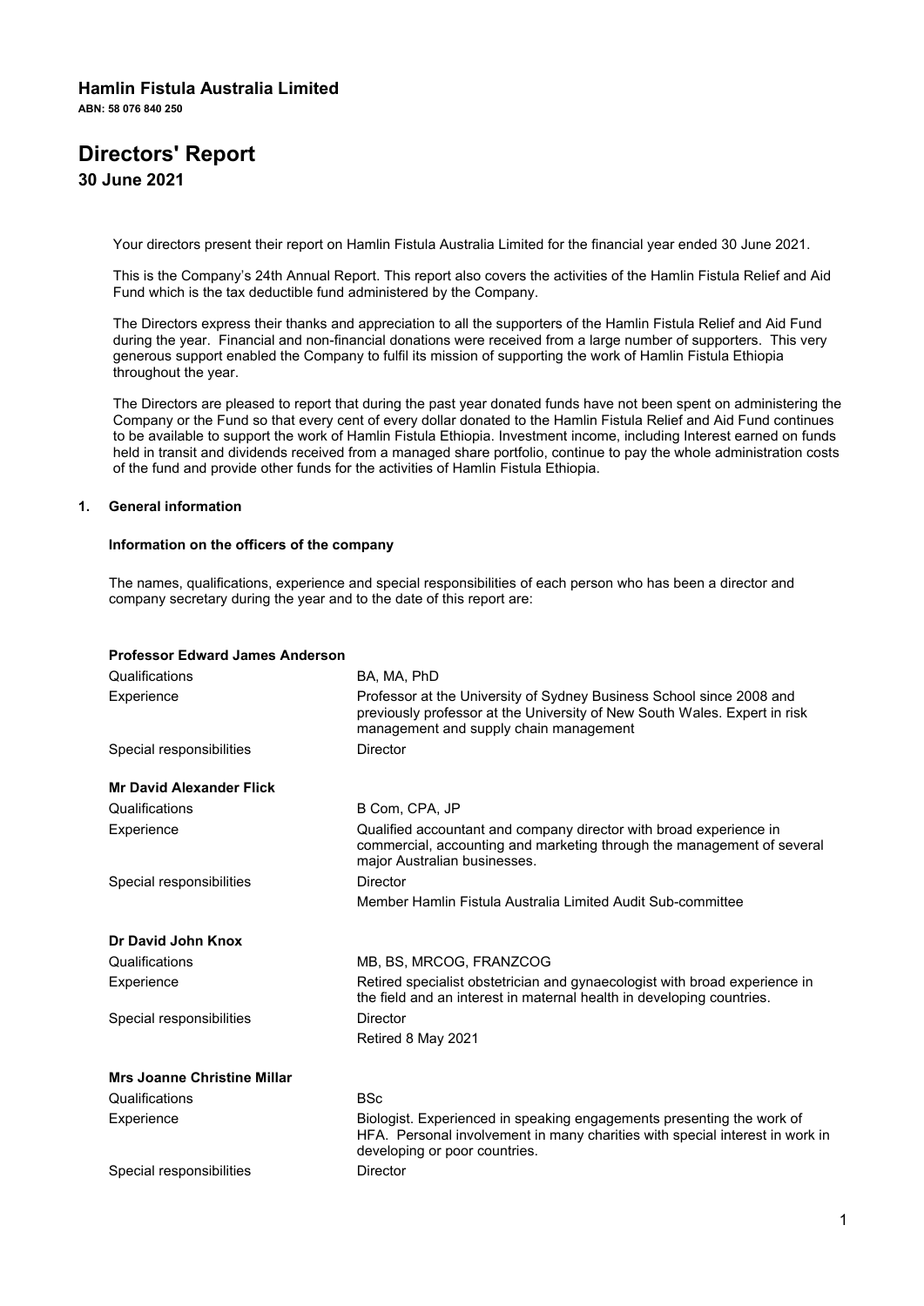# Hamlin Fistula Australia Limited

**ABN: 58 076 840 250**

# Directors' Report

## 30 June 2021

Your directors present their report on Hamlin Fistula Australia Limited for the financial year ended 30 June 2021.

This is the Company's 24th Annual Report. This report also covers the activities of the Hamlin Fistula Relief and Aid Fund which is the tax deductible fund administered by the Company.

The Directors express their thanks and appreciation to all the supporters of the Hamlin Fistula Relief and Aid Fund during the year. Financial and non-financial donations were received from a large number of supporters. This very generous support enabled the Company to fulfil its mission of supporting the work of Hamlin Fistula Ethiopia throughout the year.

The Directors are pleased to report that during the past year donated funds have not been spent on administering the Company or the Fund so that every cent of every dollar donated to the Hamlin Fistula Relief and Aid Fund continues to be available to support the work of Hamlin Fistula Ethiopia. Investment income, including Interest earned on funds held in transit and dividends received from a managed share portfolio, continue to pay the whole administration costs of the fund and provide other funds for the activities of Hamlin Fistula Ethiopia.

### 1. General information

#### Information on the officers of the company

The names, qualifications, experience and special responsibilities of each person who has been a director and company secretary during the year and to the date of this report are:

**Professor Edward James Anderson**

| | |
|---|---|
| Qualifications | BA, MA, PhD |
| Experience | Professor at the University of Sydney Business School since 2008 and previously professor at the University of New South Wales. Expert in risk management and supply chain management |
| Special responsibilities | Director |

**Mr David Alexander Flick**

| | |
|---|---|
| Qualifications | B Com, CPA, JP |
| Experience | Qualified accountant and company director with broad experience in commercial, accounting and marketing through the management of several major Australian businesses. |
| Special responsibilities | Director<br>Member Hamlin Fistula Australia Limited Audit Sub-committee |

**Dr David John Knox**

| | |
|---|---|
| Qualifications | MB, BS, MRCOG, FRANZCOG |
| Experience | Retired specialist obstetrician and gynaecologist with broad experience in the field and an interest in maternal health in developing countries. |
| Special responsibilities | Director<br>Retired 8 May 2021 |

**Mrs Joanne Christine Millar**

| | |
|---|---|
| Qualifications | BSc |
| Experience | Biologist. Experienced in speaking engagements presenting the work of HFA. Personal involvement in many charities with special interest in work in developing or poor countries. |
| Special responsibilities | Director |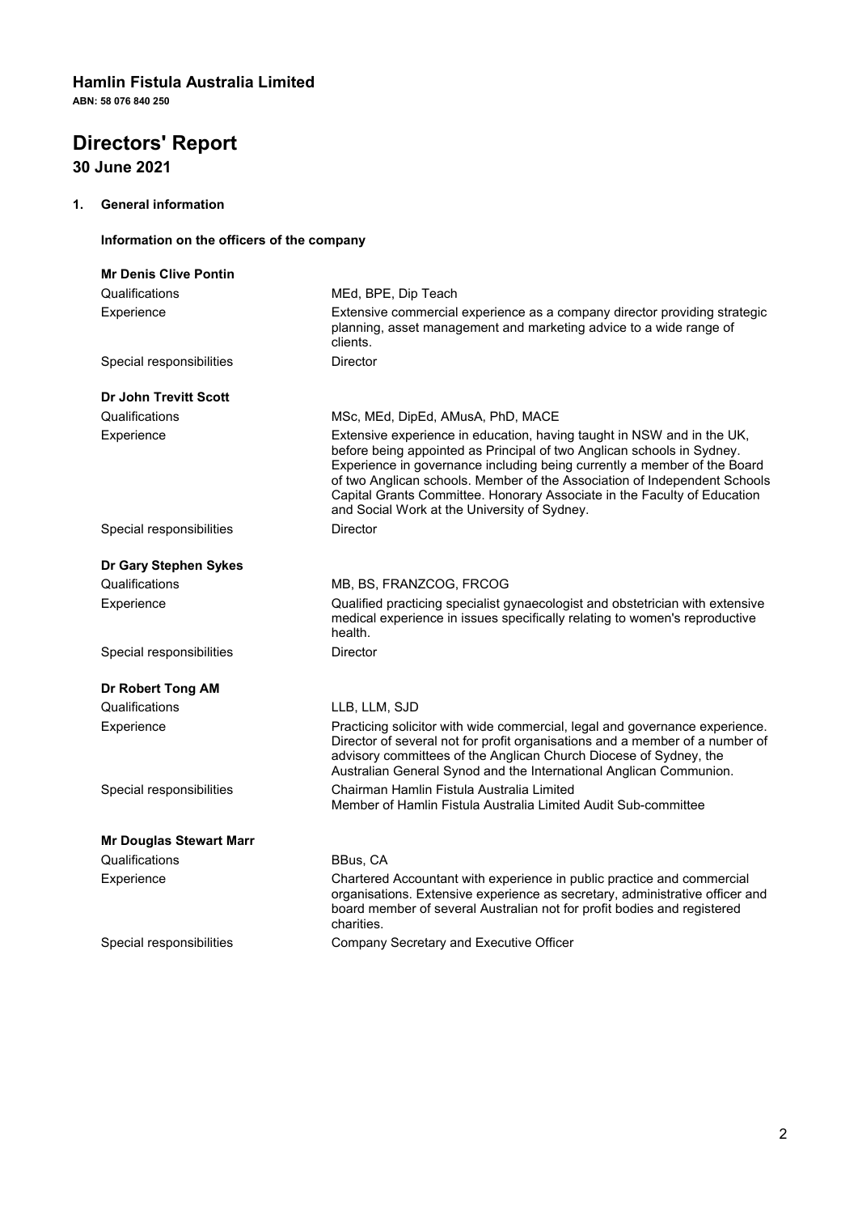**Hamlin Fistula Australia Limited**
**ABN: 58 076 840 250**

# Directors' Report

## 30 June 2021

### 1. General information

**Information on the officers of the company**

**Mr Denis Clive Pontin**

| | |
|---|---|
| Qualifications | MEd, BPE, Dip Teach |
| Experience | Extensive commercial experience as a company director providing strategic planning, asset management and marketing advice to a wide range of clients. |
| Special responsibilities | Director |

**Dr John Trevitt Scott**

| | |
|---|---|
| Qualifications | MSc, MEd, DipEd, AMusA, PhD, MACE |
| Experience | Extensive experience in education, having taught in NSW and in the UK, before being appointed as Principal of two Anglican schools in Sydney. Experience in governance including being currently a member of the Board of two Anglican schools. Member of the Association of Independent Schools Capital Grants Committee. Honorary Associate in the Faculty of Education and Social Work at the University of Sydney. |
| Special responsibilities | Director |

**Dr Gary Stephen Sykes**

| | |
|---|---|
| Qualifications | MB, BS, FRANZCOG, FRCOG |
| Experience | Qualified practicing specialist gynaecologist and obstetrician with extensive medical experience in issues specifically relating to women's reproductive health. |
| Special responsibilities | Director |

**Dr Robert Tong AM**

| | |
|---|---|
| Qualifications | LLB, LLM, SJD |
| Experience | Practicing solicitor with wide commercial, legal and governance experience. Director of several not for profit organisations and a member of a number of advisory committees of the Anglican Church Diocese of Sydney, the Australian General Synod and the International Anglican Communion. |
| Special responsibilities | Chairman Hamlin Fistula Australia Limited<br>Member of Hamlin Fistula Australia Limited Audit Sub-committee |

**Mr Douglas Stewart Marr**

| | |
|---|---|
| Qualifications | BBus, CA |
| Experience | Chartered Accountant with experience in public practice and commercial organisations. Extensive experience as secretary, administrative officer and board member of several Australian not for profit bodies and registered charities. |
| Special responsibilities | Company Secretary and Executive Officer |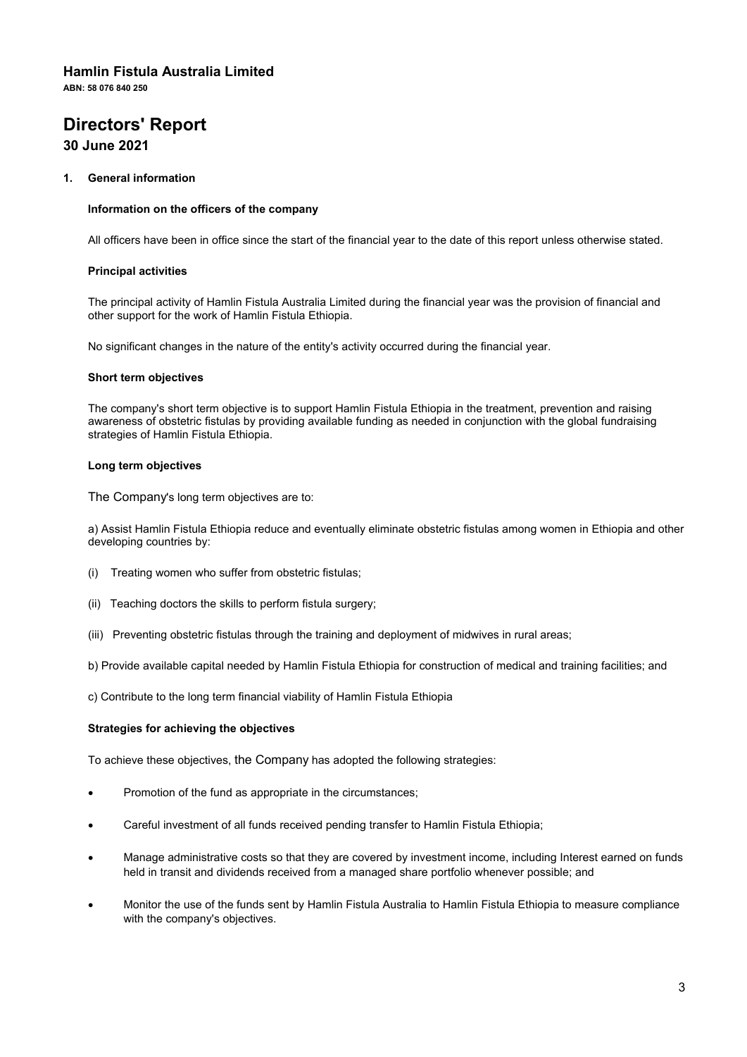**Hamlin Fistula Australia Limited**

**ABN: 58 076 840 250**

# Directors' Report

## 30 June 2021

### 1. General information

**Information on the officers of the company**

All officers have been in office since the start of the financial year to the date of this report unless otherwise stated.

**Principal activities**

The principal activity of Hamlin Fistula Australia Limited during the financial year was the provision of financial and other support for the work of Hamlin Fistula Ethiopia.

No significant changes in the nature of the entity's activity occurred during the financial year.

**Short term objectives**

The company's short term objective is to support Hamlin Fistula Ethiopia in the treatment, prevention and raising awareness of obstetric fistulas by providing available funding as needed in conjunction with the global fundraising strategies of Hamlin Fistula Ethiopia.

**Long term objectives**

The Company's long term objectives are to:

a) Assist Hamlin Fistula Ethiopia reduce and eventually eliminate obstetric fistulas among women in Ethiopia and other developing countries by:

(i) Treating women who suffer from obstetric fistulas;

(ii) Teaching doctors the skills to perform fistula surgery;

(iii) Preventing obstetric fistulas through the training and deployment of midwives in rural areas;

b) Provide available capital needed by Hamlin Fistula Ethiopia for construction of medical and training facilities; and

c) Contribute to the long term financial viability of Hamlin Fistula Ethiopia

**Strategies for achieving the objectives**

To achieve these objectives, the Company has adopted the following strategies:

- Promotion of the fund as appropriate in the circumstances;
- Careful investment of all funds received pending transfer to Hamlin Fistula Ethiopia;
- Manage administrative costs so that they are covered by investment income, including Interest earned on funds held in transit and dividends received from a managed share portfolio whenever possible; and
- Monitor the use of the funds sent by Hamlin Fistula Australia to Hamlin Fistula Ethiopia to measure compliance with the company's objectives.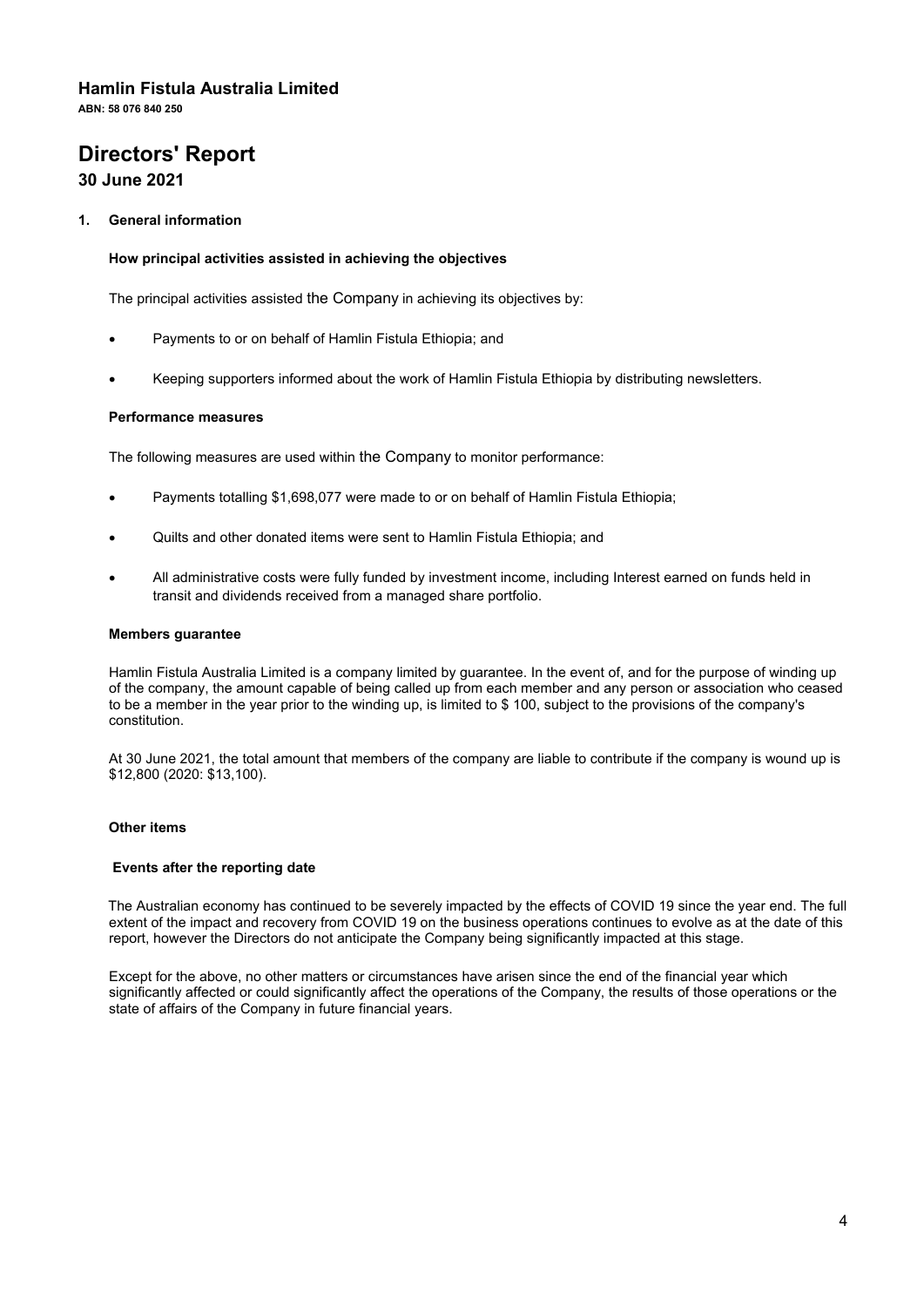# Hamlin Fistula Australia Limited

**ABN: 58 076 840 250**

# Directors' Report

## 30 June 2021

### 1. General information

**How principal activities assisted in achieving the objectives**

The principal activities assisted the Company in achieving its objectives by:

- Payments to or on behalf of Hamlin Fistula Ethiopia; and
- Keeping supporters informed about the work of Hamlin Fistula Ethiopia by distributing newsletters.

**Performance measures**

The following measures are used within the Company to monitor performance:

- Payments totalling $1,698,077 were made to or on behalf of Hamlin Fistula Ethiopia;
- Quilts and other donated items were sent to Hamlin Fistula Ethiopia; and
- All administrative costs were fully funded by investment income, including Interest earned on funds held in transit and dividends received from a managed share portfolio.

**Members guarantee**

Hamlin Fistula Australia Limited is a company limited by guarantee. In the event of, and for the purpose of winding up of the company, the amount capable of being called up from each member and any person or association who ceased to be a member in the year prior to the winding up, is limited to $ 100, subject to the provisions of the company's constitution.

At 30 June 2021, the total amount that members of the company are liable to contribute if the company is wound up is $12,800 (2020: $13,100).

**Other items**

**Events after the reporting date**

The Australian economy has continued to be severely impacted by the effects of COVID 19 since the year end. The full extent of the impact and recovery from COVID 19 on the business operations continues to evolve as at the date of this report, however the Directors do not anticipate the Company being significantly impacted at this stage.

Except for the above, no other matters or circumstances have arisen since the end of the financial year which significantly affected or could significantly affect the operations of the Company, the results of those operations or the state of affairs of the Company in future financial years.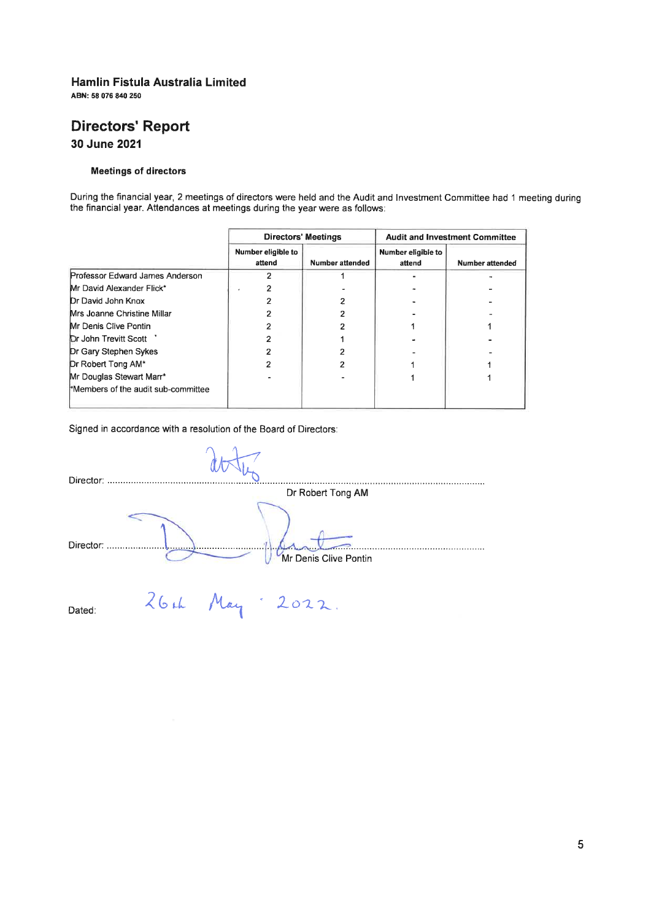**Hamlin Fistula Australia Limited**
**ABN: 58 076 840 250**

# Directors' Report

## 30 June 2021

### Meetings of directors

During the financial year, 2 meetings of directors were held and the Audit and Investment Committee had 1 meeting during the financial year. Attendances at meetings during the year were as follows:

| | Directors' Meetings | | Audit and Investment Committee | |
|---|---|---|---|---|
| | Number eligible to attend | Number attended | Number eligible to attend | Number attended |
| Professor Edward James Anderson | 2 | 1 | - | - |
| Mr David Alexander Flick* | 2 | - | - | - |
| Dr David John Knox | 2 | 2 | - | - |
| Mrs Joanne Christine Millar | 2 | 2 | - | - |
| Mr Denis Clive Pontin | 2 | 2 | 1 | 1 |
| Dr John Trevitt Scott | 2 | 1 | - | - |
| Dr Gary Stephen Sykes | 2 | 2 | - | - |
| Dr Robert Tong AM* | 2 | 2 | 1 | 1 |
| Mr Douglas Stewart Marr* | - | - | 1 | 1 |
| *Members of the audit sub-committee | | | | |

Signed in accordance with a resolution of the Board of Directors:

Director: ..................................................
Dr Robert Tong AM

Director: ..................................................
Mr Denis Clive Pontin

Dated: 26th May 2022.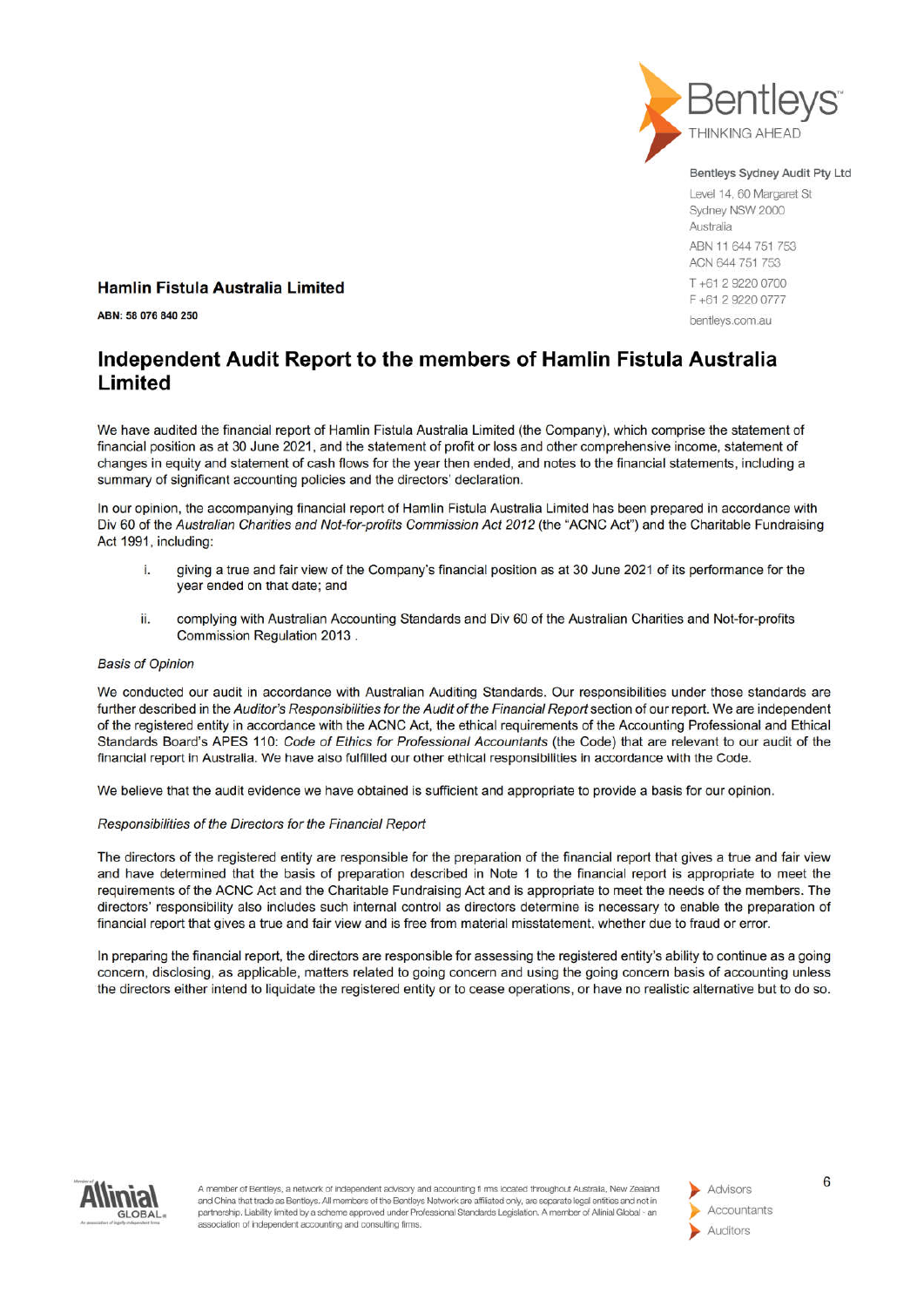Bentleys™
THINKING AHEAD

Bentleys Sydney Audit Pty Ltd
Level 14, 60 Margaret St
Sydney NSW 2000
Australia
ABN 11 644 751 753
ACN 644 751 753
T +61 2 9220 0700
F +61 2 9220 0777
bentleys.com.au

**Hamlin Fistula Australia Limited**

**ABN: 58 076 840 250**

# Independent Audit Report to the members of Hamlin Fistula Australia Limited

We have audited the financial report of Hamlin Fistula Australia Limited (the Company), which comprise the statement of financial position as at 30 June 2021, and the statement of profit or loss and other comprehensive income, statement of changes in equity and statement of cash flows for the year then ended, and notes to the financial statements, including a summary of significant accounting policies and the directors' declaration.

In our opinion, the accompanying financial report of Hamlin Fistula Australia Limited has been prepared in accordance with Div 60 of the *Australian Charities and Not-for-profits Commission Act 2012* (the "ACNC Act") and the Charitable Fundraising Act 1991, including:

i. giving a true and fair view of the Company's financial position as at 30 June 2021 of its performance for the year ended on that date; and

ii. complying with Australian Accounting Standards and Div 60 of the Australian Charities and Not-for-profits Commission Regulation 2013 .

*Basis of Opinion*

We conducted our audit in accordance with Australian Auditing Standards. Our responsibilities under those standards are further described in the *Auditor's Responsibilities for the Audit of the Financial Report* section of our report. We are independent of the registered entity in accordance with the ACNC Act, the ethical requirements of the Accounting Professional and Ethical Standards Board's APES 110: *Code of Ethics for Professional Accountants* (the Code) that are relevant to our audit of the financial report in Australia. We have also fulfilled our other ethical responsibilities in accordance with the Code.

We believe that the audit evidence we have obtained is sufficient and appropriate to provide a basis for our opinion.

*Responsibilities of the Directors for the Financial Report*

The directors of the registered entity are responsible for the preparation of the financial report that gives a true and fair view and have determined that the basis of preparation described in Note 1 to the financial report is appropriate to meet the requirements of the ACNC Act and the Charitable Fundraising Act and is appropriate to meet the needs of the members. The directors' responsibility also includes such internal control as directors determine is necessary to enable the preparation of financial report that gives a true and fair view and is free from material misstatement, whether due to fraud or error.

In preparing the financial report, the directors are responsible for assessing the registered entity's ability to continue as a going concern, disclosing, as applicable, matters related to going concern and using the going concern basis of accounting unless the directors either intend to liquidate the registered entity or to cease operations, or have no realistic alternative but to do so.

A member of Bentleys, a network of independent advisory and accounting firms located throughout Australia, New Zealand and China that trade as Bentleys. All members of the Bentleys Network are affiliated only, are separate legal entities and not in partnership. Liability limited by a scheme approved under Professional Standards Legislation. A member of Allinial Global - an association of independent accounting and consulting firms.

Advisors
Accountants
Auditors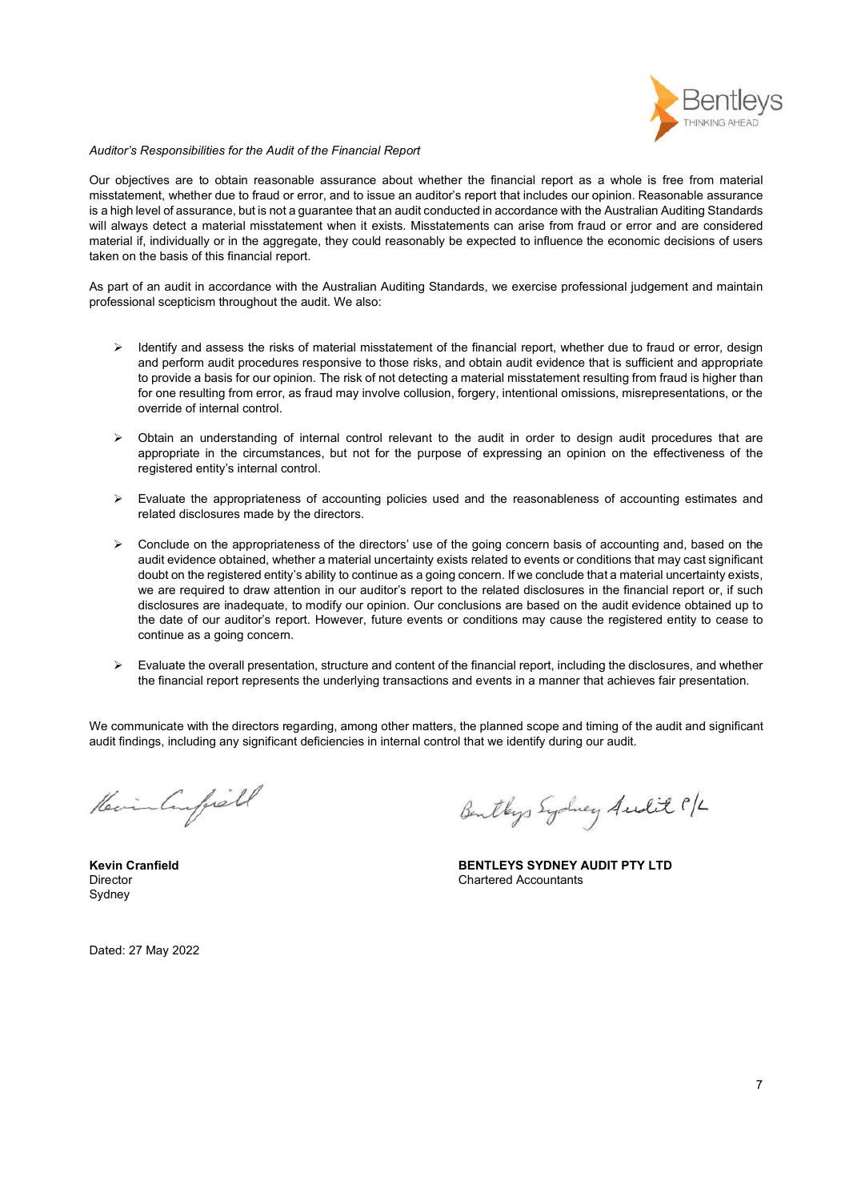*Auditor's Responsibilities for the Audit of the Financial Report*

Our objectives are to obtain reasonable assurance about whether the financial report as a whole is free from material misstatement, whether due to fraud or error, and to issue an auditor's report that includes our opinion. Reasonable assurance is a high level of assurance, but is not a guarantee that an audit conducted in accordance with the Australian Auditing Standards will always detect a material misstatement when it exists. Misstatements can arise from fraud or error and are considered material if, individually or in the aggregate, they could reasonably be expected to influence the economic decisions of users taken on the basis of this financial report.

As part of an audit in accordance with the Australian Auditing Standards, we exercise professional judgement and maintain professional scepticism throughout the audit. We also:

- Identify and assess the risks of material misstatement of the financial report, whether due to fraud or error, design and perform audit procedures responsive to those risks, and obtain audit evidence that is sufficient and appropriate to provide a basis for our opinion. The risk of not detecting a material misstatement resulting from fraud is higher than for one resulting from error, as fraud may involve collusion, forgery, intentional omissions, misrepresentations, or the override of internal control.

- Obtain an understanding of internal control relevant to the audit in order to design audit procedures that are appropriate in the circumstances, but not for the purpose of expressing an opinion on the effectiveness of the registered entity's internal control.

- Evaluate the appropriateness of accounting policies used and the reasonableness of accounting estimates and related disclosures made by the directors.

- Conclude on the appropriateness of the directors' use of the going concern basis of accounting and, based on the audit evidence obtained, whether a material uncertainty exists related to events or conditions that may cast significant doubt on the registered entity's ability to continue as a going concern. If we conclude that a material uncertainty exists, we are required to draw attention in our auditor's report to the related disclosures in the financial report or, if such disclosures are inadequate, to modify our opinion. Our conclusions are based on the audit evidence obtained up to the date of our auditor's report. However, future events or conditions may cause the registered entity to cease to continue as a going concern.

- Evaluate the overall presentation, structure and content of the financial report, including the disclosures, and whether the financial report represents the underlying transactions and events in a manner that achieves fair presentation.

We communicate with the directors regarding, among other matters, the planned scope and timing of the audit and significant audit findings, including any significant deficiencies in internal control that we identify during our audit.

**Kevin Cranfield**
Director
Sydney

**BENTLEYS SYDNEY AUDIT PTY LTD**
Chartered Accountants

Dated: 27 May 2022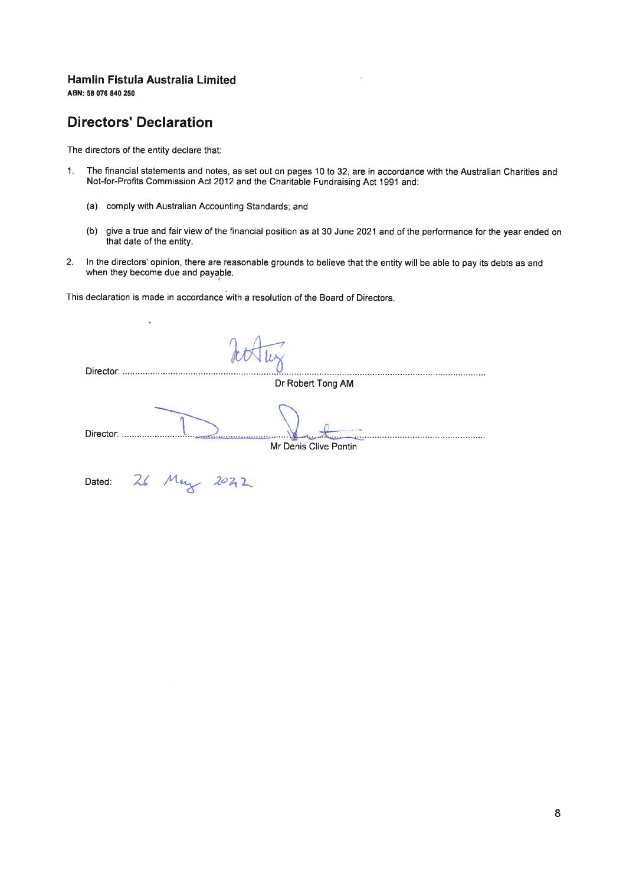**Hamlin Fistula Australia Limited**
**ABN: 58 076 840 250**

## Directors' Declaration

The directors of the entity declare that:

1. The financial statements and notes, as set out on pages 10 to 32, are in accordance with the Australian Charities and Not-for-Profits Commission Act 2012 and the Charitable Fundraising Act 1991 and:

    (a) comply with Australian Accounting Standards; and

    (b) give a true and fair view of the financial position as at 30 June 2021 and of the performance for the year ended on that date of the entity.

2. In the directors' opinion, there are reasonable grounds to believe that the entity will be able to pay its debts as and when they become due and payable.

This declaration is made in accordance with a resolution of the Board of Directors.

Director: ..........................................................................
Dr Robert Tong AM

Director: ..........................................................................
Mr Denis Clive Pontin

Dated: 26 May 2022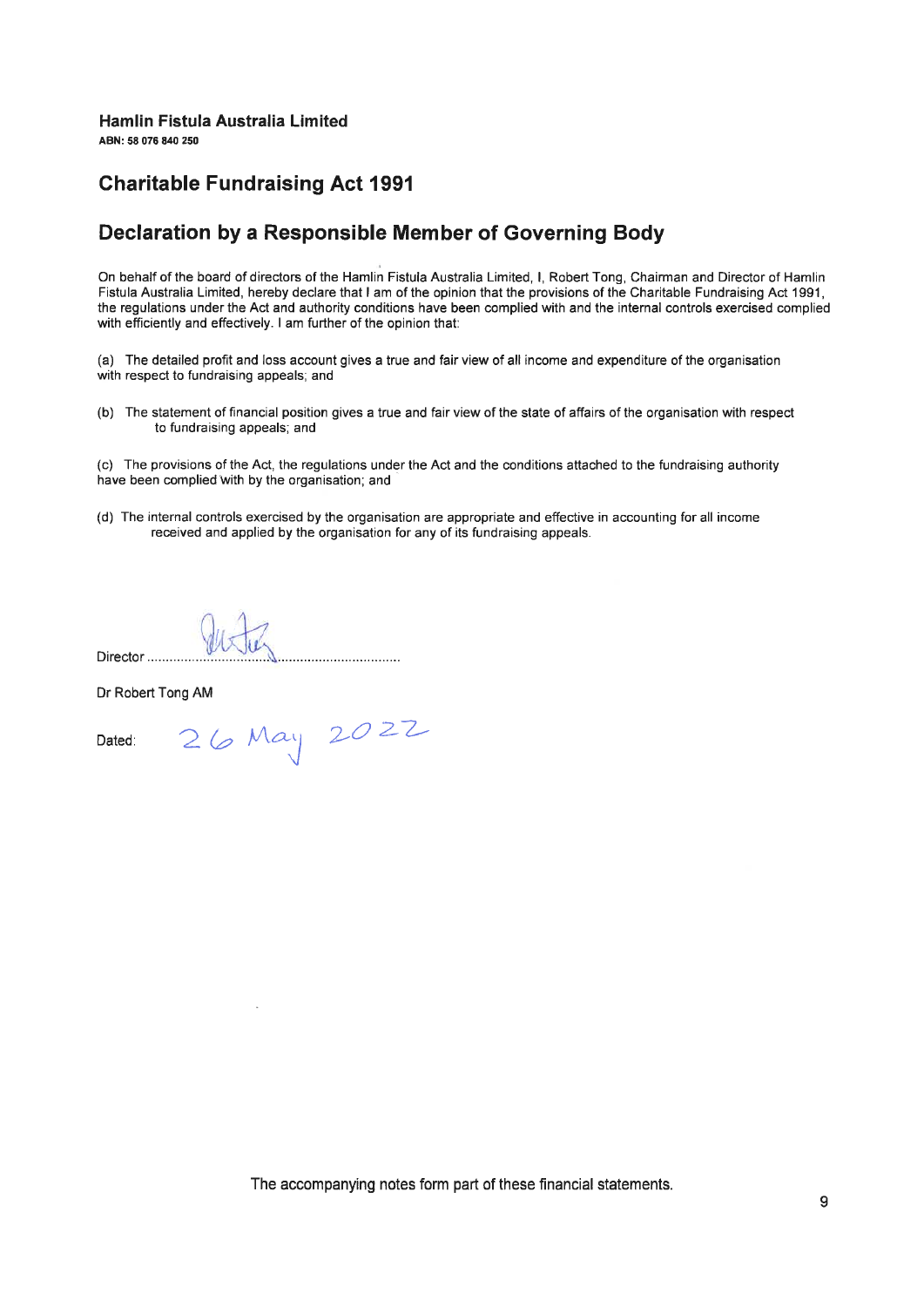**Hamlin Fistula Australia Limited**
**ABN: 58 076 840 250**

## Charitable Fundraising Act 1991

## Declaration by a Responsible Member of Governing Body

On behalf of the board of directors of the Hamlin Fistula Australia Limited, I, Robert Tong, Chairman and Director of Hamlin Fistula Australia Limited, hereby declare that I am of the opinion that the provisions of the Charitable Fundraising Act 1991, the regulations under the Act and authority conditions have been complied with and the internal controls exercised complied with efficiently and effectively. I am further of the opinion that:

(a) The detailed profit and loss account gives a true and fair view of all income and expenditure of the organisation with respect to fundraising appeals; and

(b) The statement of financial position gives a true and fair view of the state of affairs of the organisation with respect to fundraising appeals; and

(c) The provisions of the Act, the regulations under the Act and the conditions attached to the fundraising authority have been complied with by the organisation; and

(d) The internal controls exercised by the organisation are appropriate and effective in accounting for all income received and applied by the organisation for any of its fundraising appeals.

Director ..................................................................

Dr Robert Tong AM

Dated: 26 May 2022

The accompanying notes form part of these financial statements.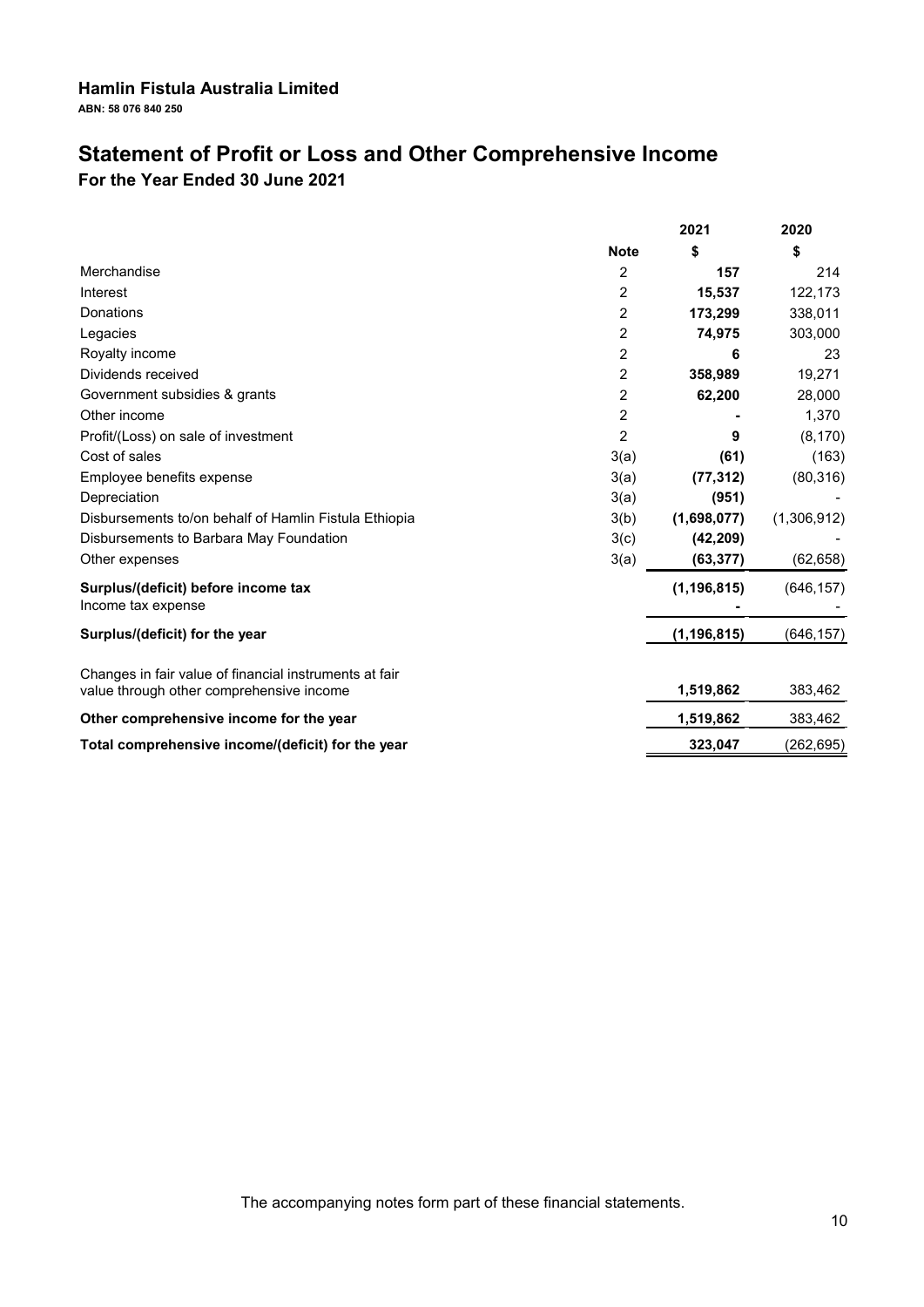**Hamlin Fistula Australia Limited**

**ABN: 58 076 840 250**

# Statement of Profit or Loss and Other Comprehensive Income

**For the Year Ended 30 June 2021**

| | Note | 2021 | 2020 |
|---|---|---|---|
| | | $ | $ |
| Merchandise | 2 | **157** | 214 |
| Interest | 2 | **15,537** | 122,173 |
| Donations | 2 | **173,299** | 338,011 |
| Legacies | 2 | **74,975** | 303,000 |
| Royalty income | 2 | **6** | 23 |
| Dividends received | 2 | **358,989** | 19,271 |
| Government subsidies & grants | 2 | **62,200** | 28,000 |
| Other income | 2 | **-** | 1,370 |
| Profit/(Loss) on sale of investment | 2 | **9** | (8,170) |
| Cost of sales | 3(a) | **(61)** | (163) |
| Employee benefits expense | 3(a) | **(77,312)** | (80,316) |
| Depreciation | 3(a) | **(951)** | - |
| Disbursements to/on behalf of Hamlin Fistula Ethiopia | 3(b) | **(1,698,077)** | (1,306,912) |
| Disbursements to Barbara May Foundation | 3(c) | **(42,209)** | - |
| Other expenses | 3(a) | **(63,377)** | (62,658) |
| **Surplus/(deficit) before income tax** | | **(1,196,815)** | (646,157) |
| Income tax expense | | **-** | - |
| **Surplus/(deficit) for the year** | | **(1,196,815)** | (646,157) |
| Changes in fair value of financial instruments at fair value through other comprehensive income | | **1,519,862** | 383,462 |
| **Other comprehensive income for the year** | | **1,519,862** | 383,462 |
| **Total comprehensive income/(deficit) for the year** | | **323,047** | (262,695) |

The accompanying notes form part of these financial statements.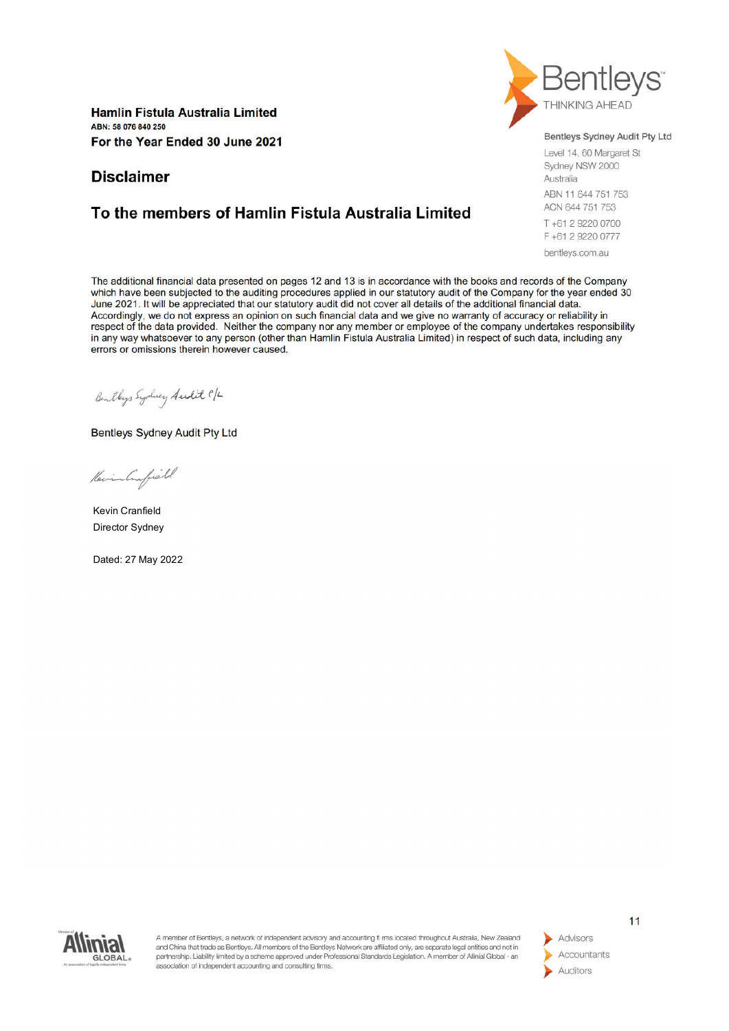**Hamlin Fistula Australia Limited**
**ABN: 58 076 840 250**
**For the Year Ended 30 June 2021**

Bentleys Sydney Audit Pty Ltd
Level 14, 60 Margaret St
Sydney NSW 2000
Australia
ABN 11 644 751 753
ACN 644 751 753
T +61 2 9220 0700
F +61 2 9220 0777
bentleys.com.au

## Disclaimer

## To the members of Hamlin Fistula Australia Limited

The additional financial data presented on pages 12 and 13 is in accordance with the books and records of the Company which have been subjected to the auditing procedures applied in our statutory audit of the Company for the year ended 30 June 2021. It will be appreciated that our statutory audit did not cover all details of the additional financial data. Accordingly, we do not express an opinion on such financial data and we give no warranty of accuracy or reliability in respect of the data provided. Neither the company nor any member or employee of the company undertakes responsibility in any way whatsoever to any person (other than Hamlin Fistula Australia Limited) in respect of such data, including any errors or omissions therein however caused.

Bentleys Sydney Audit Pty Ltd

Kevin Cranfield
Director Sydney

Dated: 27 May 2022

A member of Bentleys, a network of independent advisory and accounting firms located throughout Australia, New Zealand and China that trade as Bentleys. All members of the Bentleys Network are affiliated only, are separate legal entities and not in partnership. Liability limited by a scheme approved under Professional Standards Legislation. A member of Allinial Global - an association of independent accounting and consulting firms.

Advisors
Accountants
Auditors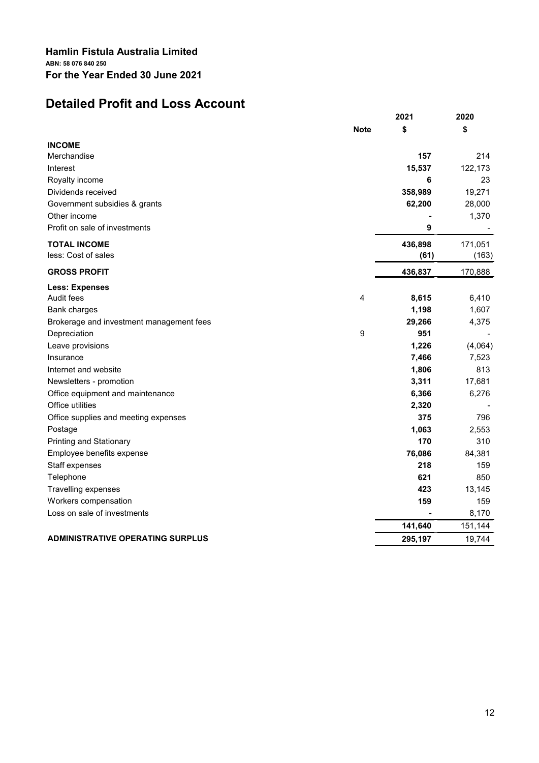**Hamlin Fistula Australia Limited**

**ABN: 58 076 840 250**

**For the Year Ended 30 June 2021**

# Detailed Profit and Loss Account

| | Note | 2021<br>$ | 2020<br>$ |
|---|---|---|---|
| **INCOME** | | | |
| Merchandise | | **157** | 214 |
| Interest | | **15,537** | 122,173 |
| Royalty income | | **6** | 23 |
| Dividends received | | **358,989** | 19,271 |
| Government subsidies & grants | | **62,200** | 28,000 |
| Other income | | **-** | 1,370 |
| Profit on sale of investments | | **9** | - |
| **TOTAL INCOME** | | **436,898** | 171,051 |
| less: Cost of sales | | **(61)** | (163) |
| **GROSS PROFIT** | | **436,837** | 170,888 |
| **Less: Expenses** | | | |
| Audit fees | 4 | **8,615** | 6,410 |
| Bank charges | | **1,198** | 1,607 |
| Brokerage and investment management fees | | **29,266** | 4,375 |
| Depreciation | 9 | **951** | - |
| Leave provisions | | **1,226** | (4,064) |
| Insurance | | **7,466** | 7,523 |
| Internet and website | | **1,806** | 813 |
| Newsletters - promotion | | **3,311** | 17,681 |
| Office equipment and maintenance | | **6,366** | 6,276 |
| Office utilities | | **2,320** | - |
| Office supplies and meeting expenses | | **375** | 796 |
| Postage | | **1,063** | 2,553 |
| Printing and Stationary | | **170** | 310 |
| Employee benefits expense | | **76,086** | 84,381 |
| Staff expenses | | **218** | 159 |
| Telephone | | **621** | 850 |
| Travelling expenses | | **423** | 13,145 |
| Workers compensation | | **159** | 159 |
| Loss on sale of investments | | **-** | 8,170 |
| | | **141,640** | 151,144 |
| **ADMINISTRATIVE OPERATING SURPLUS** | | **295,197** | 19,744 |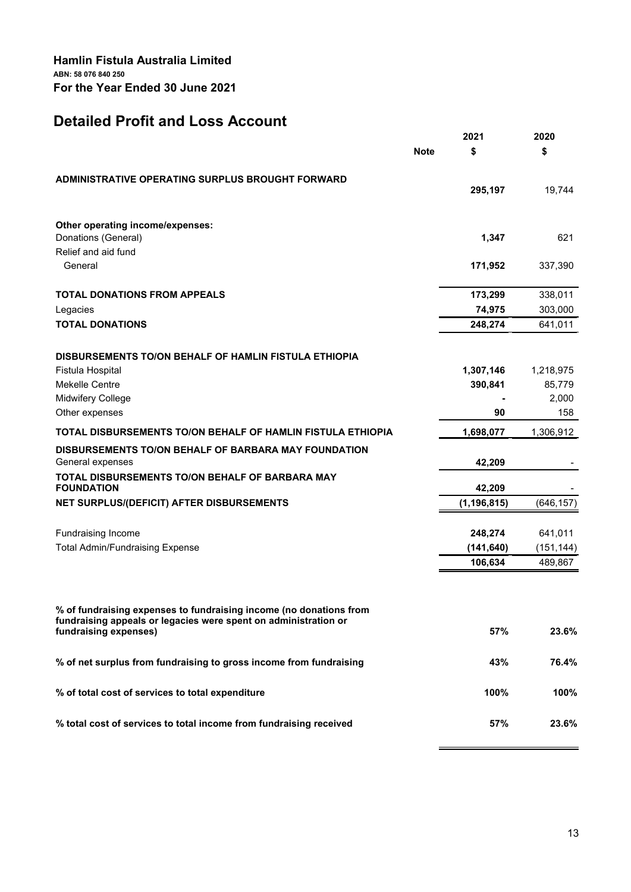**Hamlin Fistula Australia Limited**
**ABN: 58 076 840 250**
**For the Year Ended 30 June 2021**

# Detailed Profit and Loss Account

| | Note | 2021 $ | 2020 $ |
|---|---|---|---|
| **ADMINISTRATIVE OPERATING SURPLUS BROUGHT FORWARD** | | **295,197** | 19,744 |
| **Other operating income/expenses:** | | | |
| Donations (General) | | **1,347** | 621 |
| Relief and aid fund | | | |
| General | | **171,952** | 337,390 |
| **TOTAL DONATIONS FROM APPEALS** | | **173,299** | 338,011 |
| Legacies | | **74,975** | 303,000 |
| **TOTAL DONATIONS** | | **248,274** | 641,011 |
| **DISBURSEMENTS TO/ON BEHALF OF HAMLIN FISTULA ETHIOPIA** | | | |
| Fistula Hospital | | **1,307,146** | 1,218,975 |
| Mekelle Centre | | **390,841** | 85,779 |
| Midwifery College | | **-** | 2,000 |
| Other expenses | | **90** | 158 |
| **TOTAL DISBURSEMENTS TO/ON BEHALF OF HAMLIN FISTULA ETHIOPIA** | | **1,698,077** | 1,306,912 |
| **DISBURSEMENTS TO/ON BEHALF OF BARBARA MAY FOUNDATION** | | | |
| General expenses | | **42,209** | - |
| **TOTAL DISBURSEMENTS TO/ON BEHALF OF BARBARA MAY FOUNDATION** | | **42,209** | - |
| **NET SURPLUS/(DEFICIT) AFTER DISBURSEMENTS** | | **(1,196,815)** | (646,157) |
| Fundraising Income | | **248,274** | 641,011 |
| Total Admin/Fundraising Expense | | **(141,640)** | (151,144) |
| | | **106,634** | 489,867 |
| **% of fundraising expenses to fundraising income (no donations from fundraising appeals or legacies were spent on administration or fundraising expenses)** | | **57%** | **23.6%** |
| **% of net surplus from fundraising to gross income from fundraising** | | **43%** | **76.4%** |
| **% of total cost of services to total expenditure** | | **100%** | **100%** |
| **% total cost of services to total income from fundraising received** | | **57%** | **23.6%** |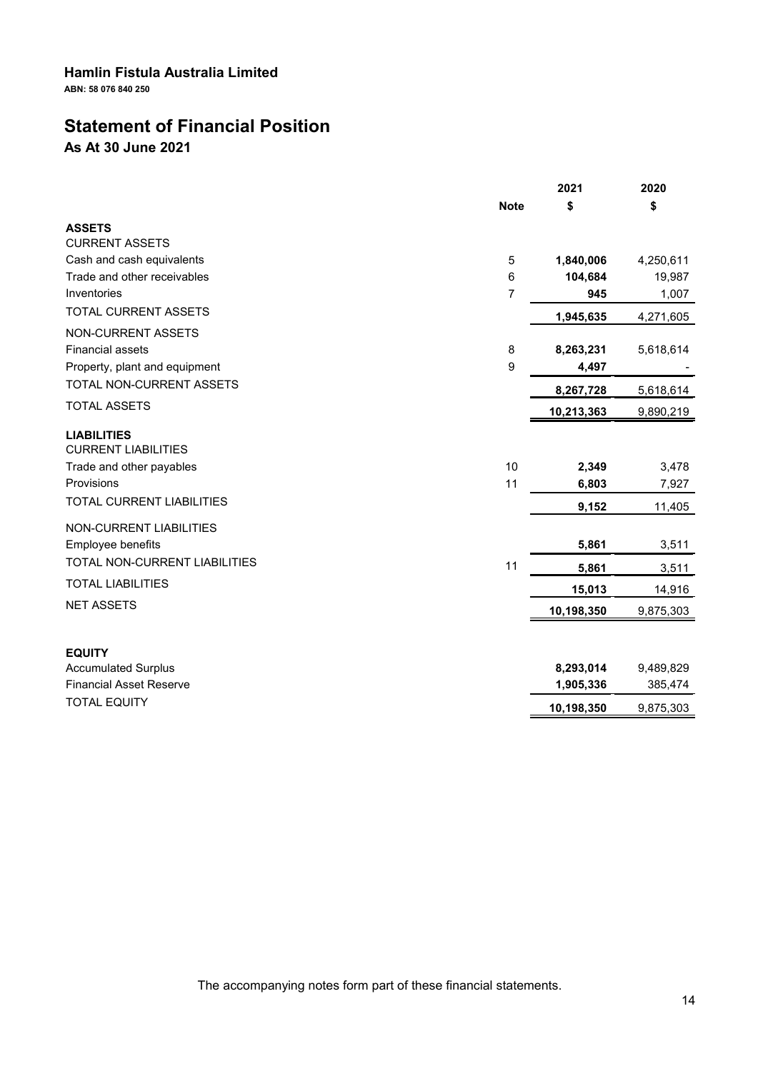**Hamlin Fistula Australia Limited**

**ABN: 58 076 840 250**

# Statement of Financial Position

**As At 30 June 2021**

| | Note | 2021 $ | 2020 $ |
|---|---|---|---|
| **ASSETS** | | | |
| CURRENT ASSETS | | | |
| Cash and cash equivalents | 5 | **1,840,006** | 4,250,611 |
| Trade and other receivables | 6 | **104,684** | 19,987 |
| Inventories | 7 | **945** | 1,007 |
| TOTAL CURRENT ASSETS | | **1,945,635** | 4,271,605 |
| NON-CURRENT ASSETS | | | |
| Financial assets | 8 | **8,263,231** | 5,618,614 |
| Property, plant and equipment | 9 | **4,497** | - |
| TOTAL NON-CURRENT ASSETS | | **8,267,728** | 5,618,614 |
| TOTAL ASSETS | | **10,213,363** | 9,890,219 |
| **LIABILITIES** | | | |
| CURRENT LIABILITIES | | | |
| Trade and other payables | 10 | **2,349** | 3,478 |
| Provisions | 11 | **6,803** | 7,927 |
| TOTAL CURRENT LIABILITIES | | **9,152** | 11,405 |
| NON-CURRENT LIABILITIES | | | |
| Employee benefits | | **5,861** | 3,511 |
| TOTAL NON-CURRENT LIABILITIES | 11 | **5,861** | 3,511 |
| TOTAL LIABILITIES | | **15,013** | 14,916 |
| NET ASSETS | | **10,198,350** | 9,875,303 |
| **EQUITY** | | | |
| Accumulated Surplus | | **8,293,014** | 9,489,829 |
| Financial Asset Reserve | | **1,905,336** | 385,474 |
| TOTAL EQUITY | | **10,198,350** | 9,875,303 |

The accompanying notes form part of these financial statements.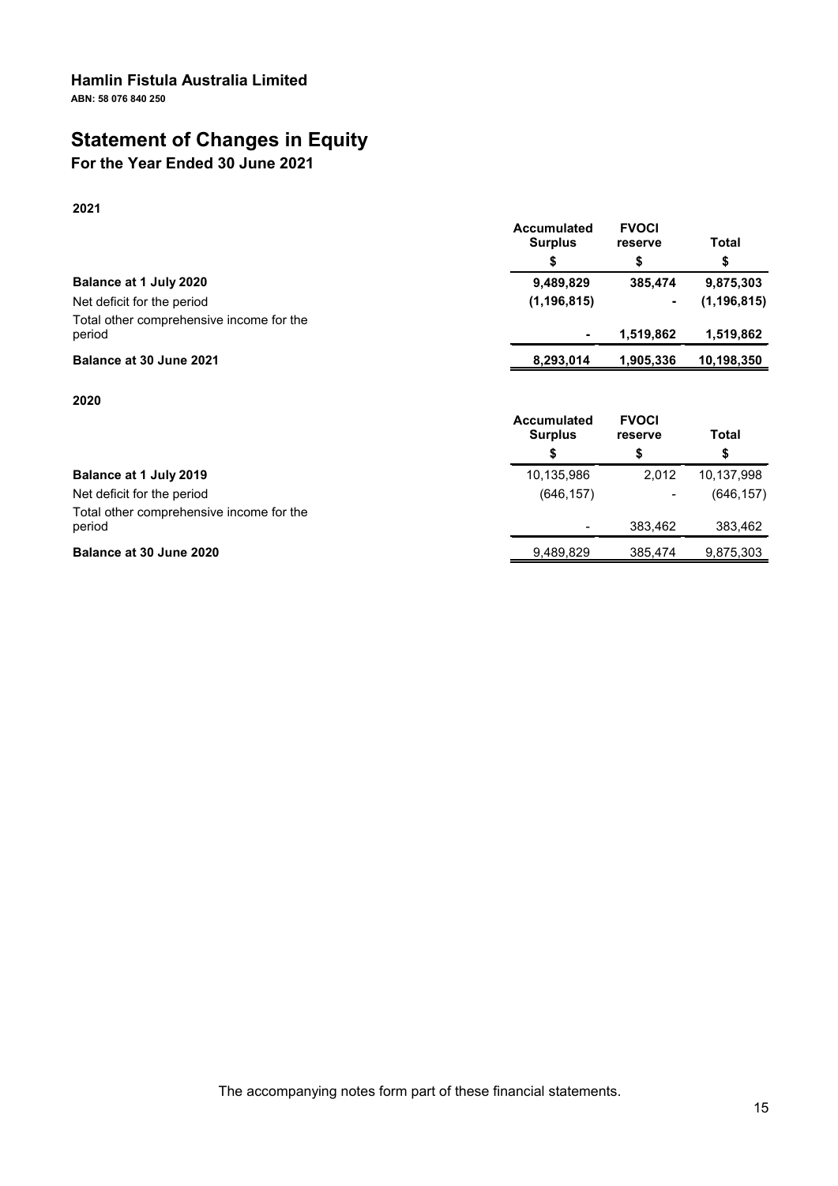# Hamlin Fistula Australia Limited

**ABN: 58 076 840 250**

## Statement of Changes in Equity

### For the Year Ended 30 June 2021

**2021**

| | Accumulated Surplus | FVOCI reserve | Total |
|---|---|---|---|
| | $ | $ | $ |
| **Balance at 1 July 2020** | **9,489,829** | **385,474** | **9,875,303** |
| Net deficit for the period | **(1,196,815)** | **-** | **(1,196,815)** |
| Total other comprehensive income for the period | **-** | **1,519,862** | **1,519,862** |
| **Balance at 30 June 2021** | **8,293,014** | **1,905,336** | **10,198,350** |

**2020**

| | Accumulated Surplus | FVOCI reserve | Total |
|---|---|---|---|
| | $ | $ | $ |
| **Balance at 1 July 2019** | 10,135,986 | 2,012 | 10,137,998 |
| Net deficit for the period | (646,157) | - | (646,157) |
| Total other comprehensive income for the period | - | 383,462 | 383,462 |
| **Balance at 30 June 2020** | 9,489,829 | 385,474 | 9,875,303 |

The accompanying notes form part of these financial statements.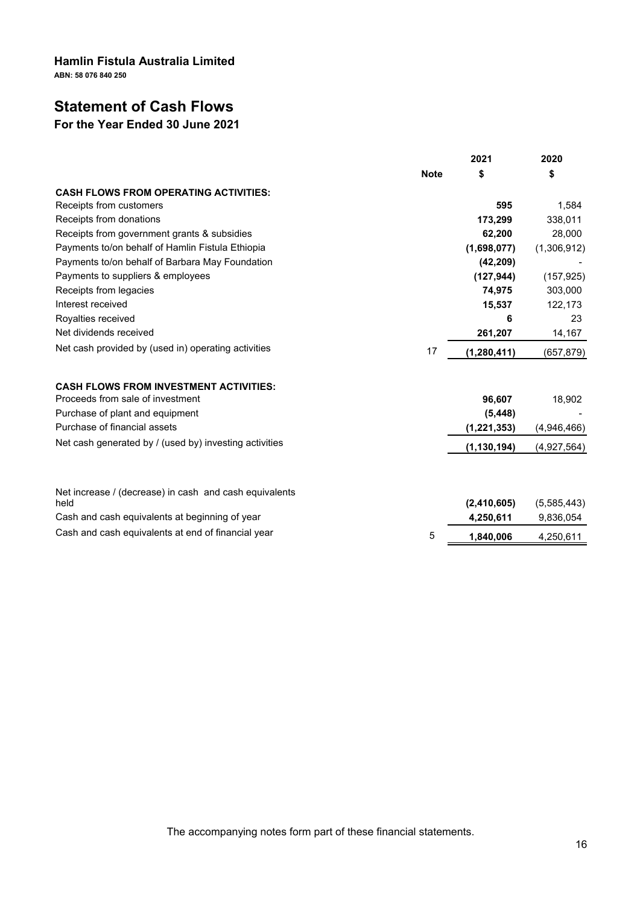**Hamlin Fistula Australia Limited**

**ABN: 58 076 840 250**

# Statement of Cash Flows

## For the Year Ended 30 June 2021

| | Note | 2021 $ | 2020 $ |
|---|---|---|---|
| **CASH FLOWS FROM OPERATING ACTIVITIES:** | | | |
| Receipts from customers | | **595** | 1,584 |
| Receipts from donations | | **173,299** | 338,011 |
| Receipts from government grants & subsidies | | **62,200** | 28,000 |
| Payments to/on behalf of Hamlin Fistula Ethiopia | | **(1,698,077)** | (1,306,912) |
| Payments to/on behalf of Barbara May Foundation | | **(42,209)** | - |
| Payments to suppliers & employees | | **(127,944)** | (157,925) |
| Receipts from legacies | | **74,975** | 303,000 |
| Interest received | | **15,537** | 122,173 |
| Royalties received | | **6** | 23 |
| Net dividends received | | **261,207** | 14,167 |
| Net cash provided by (used in) operating activities | 17 | **(1,280,411)** | (657,879) |
| **CASH FLOWS FROM INVESTMENT ACTIVITIES:** | | | |
| Proceeds from sale of investment | | **96,607** | 18,902 |
| Purchase of plant and equipment | | **(5,448)** | - |
| Purchase of financial assets | | **(1,221,353)** | (4,946,466) |
| Net cash generated by / (used by) investing activities | | **(1,130,194)** | (4,927,564) |
| Net increase / (decrease) in cash and cash equivalents held | | **(2,410,605)** | (5,585,443) |
| Cash and cash equivalents at beginning of year | | **4,250,611** | 9,836,054 |
| Cash and cash equivalents at end of financial year | 5 | **1,840,006** | 4,250,611 |

The accompanying notes form part of these financial statements.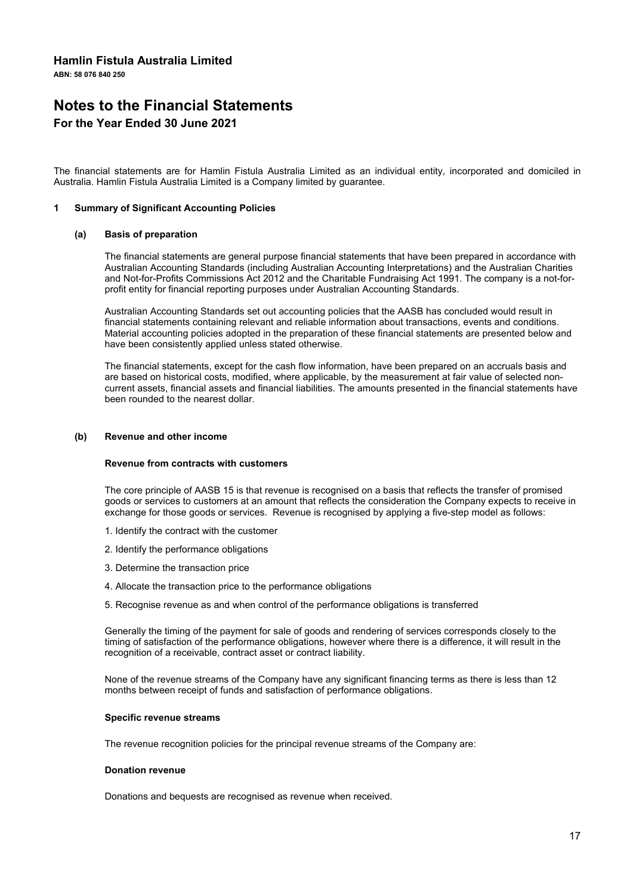# Hamlin Fistula Australia Limited

**ABN: 58 076 840 250**

# Notes to the Financial Statements

## For the Year Ended 30 June 2021

The financial statements are for Hamlin Fistula Australia Limited as an individual entity, incorporated and domiciled in Australia. Hamlin Fistula Australia Limited is a Company limited by guarantee.

### 1 Summary of Significant Accounting Policies

#### (a) Basis of preparation

The financial statements are general purpose financial statements that have been prepared in accordance with Australian Accounting Standards (including Australian Accounting Interpretations) and the Australian Charities and Not-for-Profits Commissions Act 2012 and the Charitable Fundraising Act 1991. The company is a not-for-profit entity for financial reporting purposes under Australian Accounting Standards.

Australian Accounting Standards set out accounting policies that the AASB has concluded would result in financial statements containing relevant and reliable information about transactions, events and conditions. Material accounting policies adopted in the preparation of these financial statements are presented below and have been consistently applied unless stated otherwise.

The financial statements, except for the cash flow information, have been prepared on an accruals basis and are based on historical costs, modified, where applicable, by the measurement at fair value of selected non-current assets, financial assets and financial liabilities. The amounts presented in the financial statements have been rounded to the nearest dollar.

#### (b) Revenue and other income

**Revenue from contracts with customers**

The core principle of AASB 15 is that revenue is recognised on a basis that reflects the transfer of promised goods or services to customers at an amount that reflects the consideration the Company expects to receive in exchange for those goods or services. Revenue is recognised by applying a five-step model as follows:

1. Identify the contract with the customer
2. Identify the performance obligations
3. Determine the transaction price
4. Allocate the transaction price to the performance obligations
5. Recognise revenue as and when control of the performance obligations is transferred

Generally the timing of the payment for sale of goods and rendering of services corresponds closely to the timing of satisfaction of the performance obligations, however where there is a difference, it will result in the recognition of a receivable, contract asset or contract liability.

None of the revenue streams of the Company have any significant financing terms as there is less than 12 months between receipt of funds and satisfaction of performance obligations.

**Specific revenue streams**

The revenue recognition policies for the principal revenue streams of the Company are:

**Donation revenue**

Donations and bequests are recognised as revenue when received.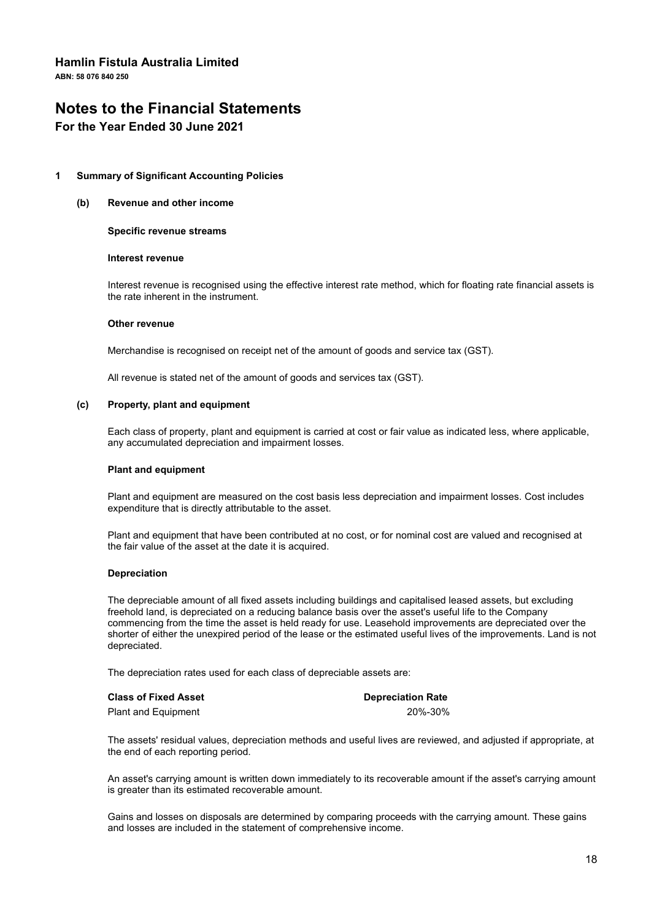**Hamlin Fistula Australia Limited**

**ABN: 58 076 840 250**

# Notes to the Financial Statements

## For the Year Ended 30 June 2021

### 1 Summary of Significant Accounting Policies

#### (b) Revenue and other income

**Specific revenue streams**

**Interest revenue**

Interest revenue is recognised using the effective interest rate method, which for floating rate financial assets is the rate inherent in the instrument.

**Other revenue**

Merchandise is recognised on receipt net of the amount of goods and service tax (GST).

All revenue is stated net of the amount of goods and services tax (GST).

#### (c) Property, plant and equipment

Each class of property, plant and equipment is carried at cost or fair value as indicated less, where applicable, any accumulated depreciation and impairment losses.

**Plant and equipment**

Plant and equipment are measured on the cost basis less depreciation and impairment losses. Cost includes expenditure that is directly attributable to the asset.

Plant and equipment that have been contributed at no cost, or for nominal cost are valued and recognised at the fair value of the asset at the date it is acquired.

**Depreciation**

The depreciable amount of all fixed assets including buildings and capitalised leased assets, but excluding freehold land, is depreciated on a reducing balance basis over the asset's useful life to the Company commencing from the time the asset is held ready for use. Leasehold improvements are depreciated over the shorter of either the unexpired period of the lease or the estimated useful lives of the improvements. Land is not depreciated.

The depreciation rates used for each class of depreciable assets are:

| Class of Fixed Asset | Depreciation Rate |
|---|---|
| Plant and Equipment | 20%-30% |

The assets' residual values, depreciation methods and useful lives are reviewed, and adjusted if appropriate, at the end of each reporting period.

An asset's carrying amount is written down immediately to its recoverable amount if the asset's carrying amount is greater than its estimated recoverable amount.

Gains and losses on disposals are determined by comparing proceeds with the carrying amount. These gains and losses are included in the statement of comprehensive income.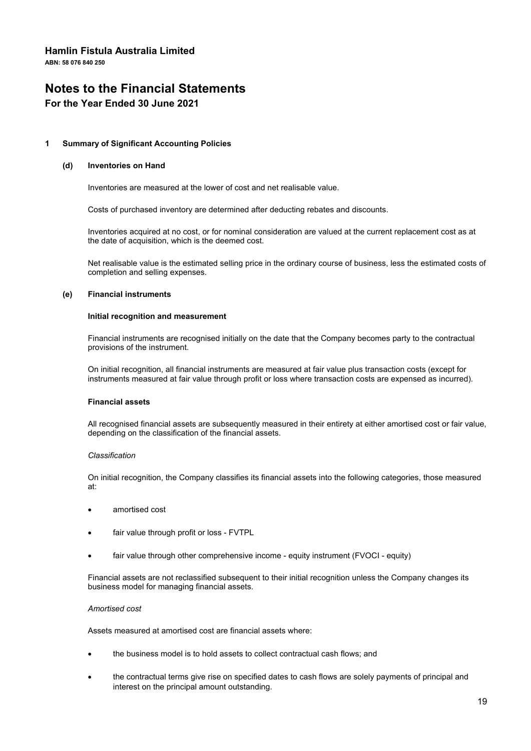# Hamlin Fistula Australia Limited

**ABN: 58 076 840 250**

# Notes to the Financial Statements

## For the Year Ended 30 June 2021

### 1 Summary of Significant Accounting Policies

#### (d) Inventories on Hand

Inventories are measured at the lower of cost and net realisable value.

Costs of purchased inventory are determined after deducting rebates and discounts.

Inventories acquired at no cost, or for nominal consideration are valued at the current replacement cost as at the date of acquisition, which is the deemed cost.

Net realisable value is the estimated selling price in the ordinary course of business, less the estimated costs of completion and selling expenses.

#### (e) Financial instruments

**Initial recognition and measurement**

Financial instruments are recognised initially on the date that the Company becomes party to the contractual provisions of the instrument.

On initial recognition, all financial instruments are measured at fair value plus transaction costs (except for instruments measured at fair value through profit or loss where transaction costs are expensed as incurred).

**Financial assets**

All recognised financial assets are subsequently measured in their entirety at either amortised cost or fair value, depending on the classification of the financial assets.

*Classification*

On initial recognition, the Company classifies its financial assets into the following categories, those measured at:

- amortised cost
- fair value through profit or loss - FVTPL
- fair value through other comprehensive income - equity instrument (FVOCI - equity)

Financial assets are not reclassified subsequent to their initial recognition unless the Company changes its business model for managing financial assets.

*Amortised cost*

Assets measured at amortised cost are financial assets where:

- the business model is to hold assets to collect contractual cash flows; and
- the contractual terms give rise on specified dates to cash flows are solely payments of principal and interest on the principal amount outstanding.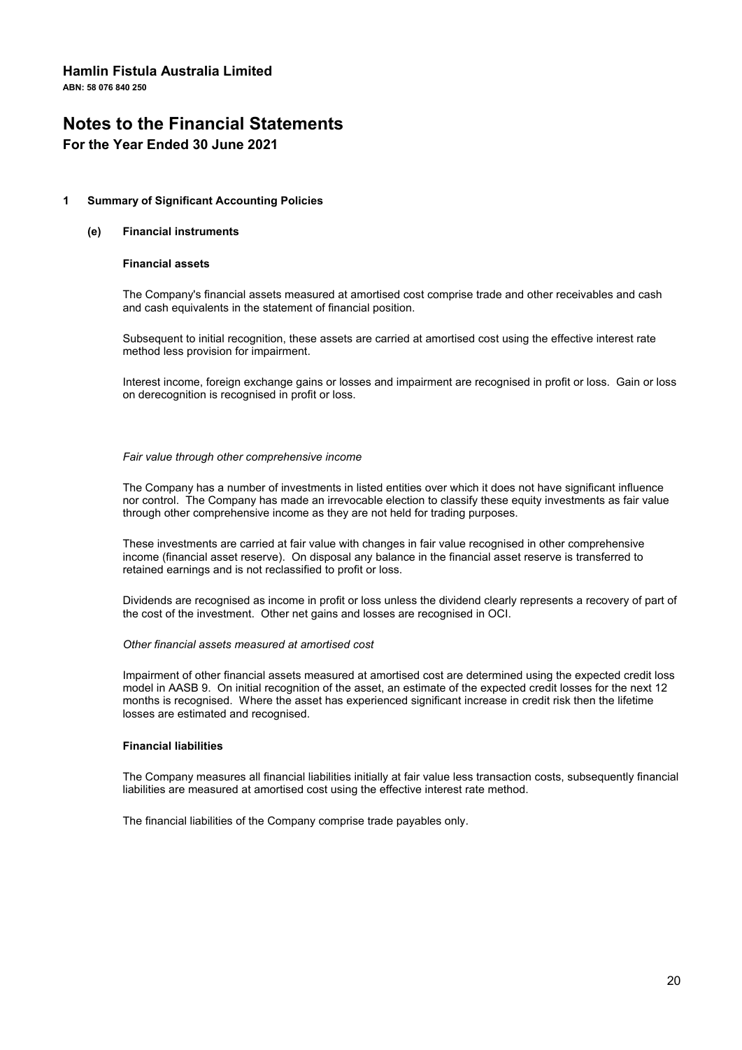# Hamlin Fistula Australia Limited

**ABN: 58 076 840 250**

# Notes to the Financial Statements

## For the Year Ended 30 June 2021

### 1 Summary of Significant Accounting Policies

#### (e) Financial instruments

**Financial assets**

The Company's financial assets measured at amortised cost comprise trade and other receivables and cash and cash equivalents in the statement of financial position.

Subsequent to initial recognition, these assets are carried at amortised cost using the effective interest rate method less provision for impairment.

Interest income, foreign exchange gains or losses and impairment are recognised in profit or loss. Gain or loss on derecognition is recognised in profit or loss.

*Fair value through other comprehensive income*

The Company has a number of investments in listed entities over which it does not have significant influence nor control. The Company has made an irrevocable election to classify these equity investments as fair value through other comprehensive income as they are not held for trading purposes.

These investments are carried at fair value with changes in fair value recognised in other comprehensive income (financial asset reserve). On disposal any balance in the financial asset reserve is transferred to retained earnings and is not reclassified to profit or loss.

Dividends are recognised as income in profit or loss unless the dividend clearly represents a recovery of part of the cost of the investment. Other net gains and losses are recognised in OCI.

*Other financial assets measured at amortised cost*

Impairment of other financial assets measured at amortised cost are determined using the expected credit loss model in AASB 9. On initial recognition of the asset, an estimate of the expected credit losses for the next 12 months is recognised. Where the asset has experienced significant increase in credit risk then the lifetime losses are estimated and recognised.

**Financial liabilities**

The Company measures all financial liabilities initially at fair value less transaction costs, subsequently financial liabilities are measured at amortised cost using the effective interest rate method.

The financial liabilities of the Company comprise trade payables only.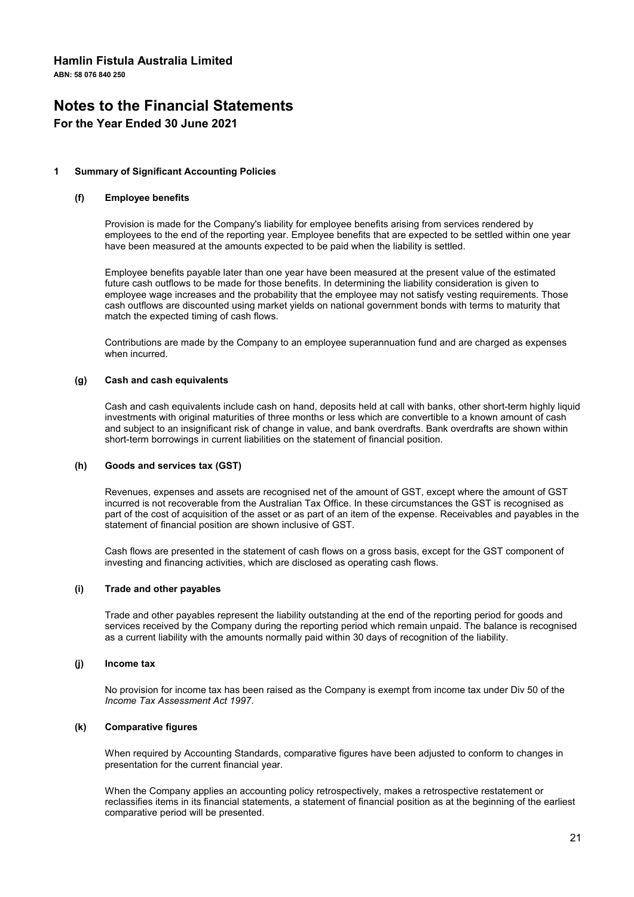# Hamlin Fistula Australia Limited

**ABN: 58 076 840 250**

# Notes to the Financial Statements

## For the Year Ended 30 June 2021

### 1 Summary of Significant Accounting Policies

#### (f) Employee benefits

Provision is made for the Company's liability for employee benefits arising from services rendered by employees to the end of the reporting year. Employee benefits that are expected to be settled within one year have been measured at the amounts expected to be paid when the liability is settled.

Employee benefits payable later than one year have been measured at the present value of the estimated future cash outflows to be made for those benefits. In determining the liability consideration is given to employee wage increases and the probability that the employee may not satisfy vesting requirements. Those cash outflows are discounted using market yields on national government bonds with terms to maturity that match the expected timing of cash flows.

Contributions are made by the Company to an employee superannuation fund and are charged as expenses when incurred.

#### (g) Cash and cash equivalents

Cash and cash equivalents include cash on hand, deposits held at call with banks, other short-term highly liquid investments with original maturities of three months or less which are convertible to a known amount of cash and subject to an insignificant risk of change in value, and bank overdrafts. Bank overdrafts are shown within short-term borrowings in current liabilities on the statement of financial position.

#### (h) Goods and services tax (GST)

Revenues, expenses and assets are recognised net of the amount of GST, except where the amount of GST incurred is not recoverable from the Australian Tax Office. In these circumstances the GST is recognised as part of the cost of acquisition of the asset or as part of an item of the expense. Receivables and payables in the statement of financial position are shown inclusive of GST.

Cash flows are presented in the statement of cash flows on a gross basis, except for the GST component of investing and financing activities, which are disclosed as operating cash flows.

#### (i) Trade and other payables

Trade and other payables represent the liability outstanding at the end of the reporting period for goods and services received by the Company during the reporting period which remain unpaid. The balance is recognised as a current liability with the amounts normally paid within 30 days of recognition of the liability.

#### (j) Income tax

No provision for income tax has been raised as the Company is exempt from income tax under Div 50 of the *Income Tax Assessment Act 1997*.

#### (k) Comparative figures

When required by Accounting Standards, comparative figures have been adjusted to conform to changes in presentation for the current financial year.

When the Company applies an accounting policy retrospectively, makes a retrospective restatement or reclassifies items in its financial statements, a statement of financial position as at the beginning of the earliest comparative period will be presented.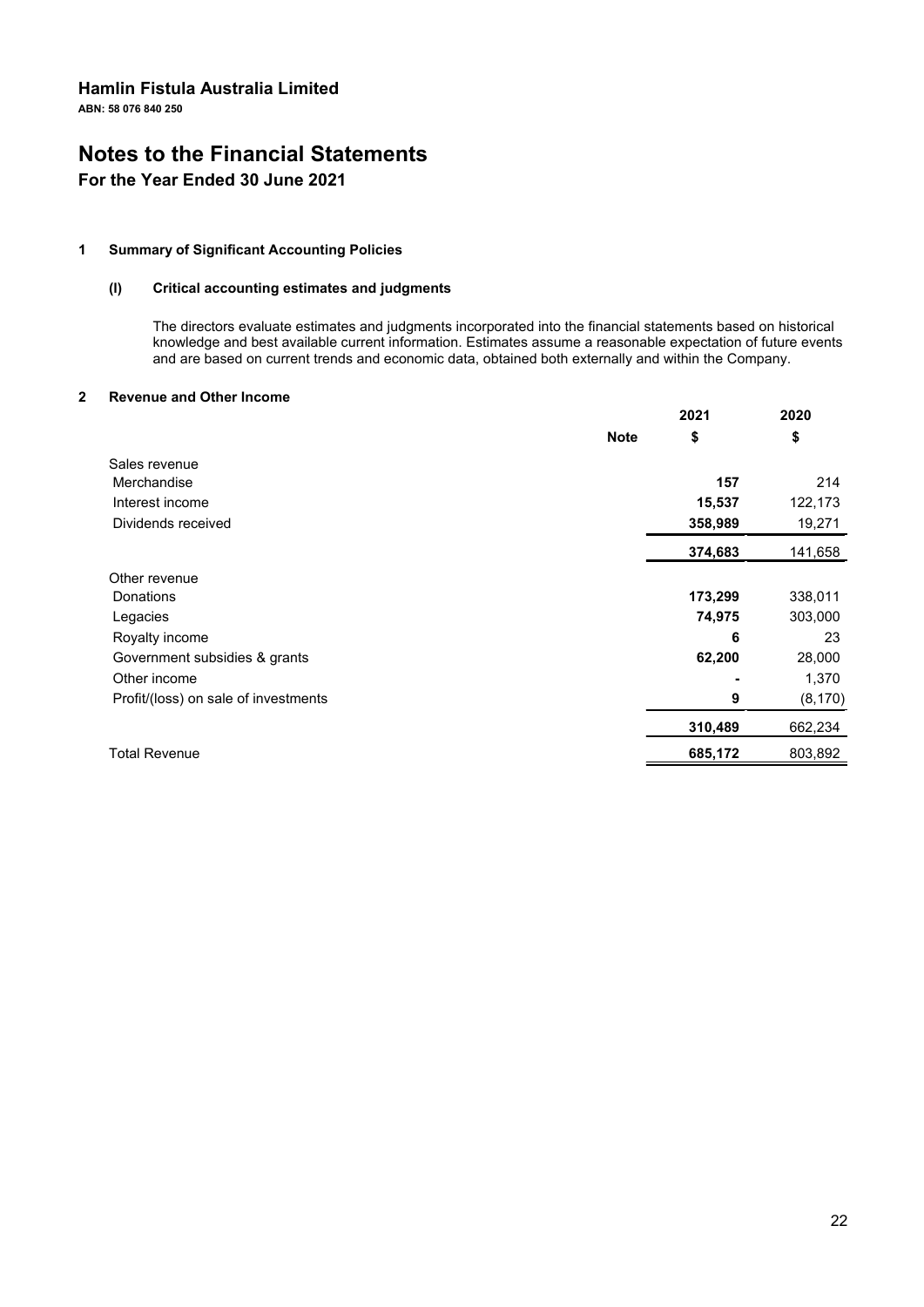**Hamlin Fistula Australia Limited**

**ABN: 58 076 840 250**

# Notes to the Financial Statements

## For the Year Ended 30 June 2021

### 1 Summary of Significant Accounting Policies

#### (l) Critical accounting estimates and judgments

The directors evaluate estimates and judgments incorporated into the financial statements based on historical knowledge and best available current information. Estimates assume a reasonable expectation of future events and are based on current trends and economic data, obtained both externally and within the Company.

### 2 Revenue and Other Income

| | Note | 2021 $ | 2020 $ |
|---|---|---|---|
| Sales revenue | | | |
| Merchandise | | **157** | 214 |
| Interest income | | **15,537** | 122,173 |
| Dividends received | | **358,989** | 19,271 |
| | | **374,683** | 141,658 |
| Other revenue | | | |
| Donations | | **173,299** | 338,011 |
| Legacies | | **74,975** | 303,000 |
| Royalty income | | **6** | 23 |
| Government subsidies & grants | | **62,200** | 28,000 |
| Other income | | **-** | 1,370 |
| Profit/(loss) on sale of investments | | **9** | (8,170) |
| | | **310,489** | 662,234 |
| Total Revenue | | **685,172** | 803,892 |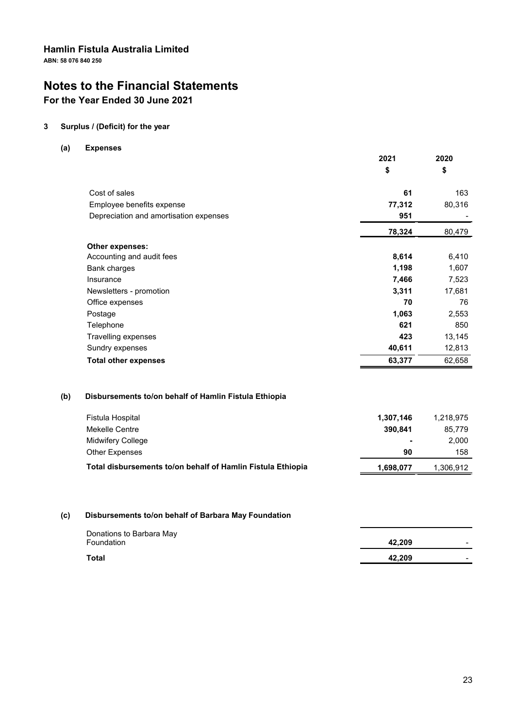**Hamlin Fistula Australia Limited**

**ABN: 58 076 840 250**

# Notes to the Financial Statements

## For the Year Ended 30 June 2021

### 3 Surplus / (Deficit) for the year

#### (a) Expenses

| | 2021 | 2020 |
|---|---|---|
| | $ | $ |
| Cost of sales | **61** | 163 |
| Employee benefits expense | **77,312** | 80,316 |
| Depreciation and amortisation expenses | **951** | - |
| | **78,324** | 80,479 |
| **Other expenses:** | | |
| Accounting and audit fees | **8,614** | 6,410 |
| Bank charges | **1,198** | 1,607 |
| Insurance | **7,466** | 7,523 |
| Newsletters - promotion | **3,311** | 17,681 |
| Office expenses | **70** | 76 |
| Postage | **1,063** | 2,553 |
| Telephone | **621** | 850 |
| Travelling expenses | **423** | 13,145 |
| Sundry expenses | **40,611** | 12,813 |
| **Total other expenses** | **63,377** | 62,658 |

#### (b) Disbursements to/on behalf of Hamlin Fistula Ethiopia

| | 2021 | 2020 |
|---|---|---|
| Fistula Hospital | **1,307,146** | 1,218,975 |
| Mekelle Centre | **390,841** | 85,779 |
| Midwifery College | **-** | 2,000 |
| Other Expenses | **90** | 158 |
| **Total disbursements to/on behalf of Hamlin Fistula Ethiopia** | **1,698,077** | 1,306,912 |

#### (c) Disbursements to/on behalf of Barbara May Foundation

| | 2021 | 2020 |
|---|---|---|
| Donations to Barbara May Foundation | **42,209** | - |
| **Total** | **42,209** | - |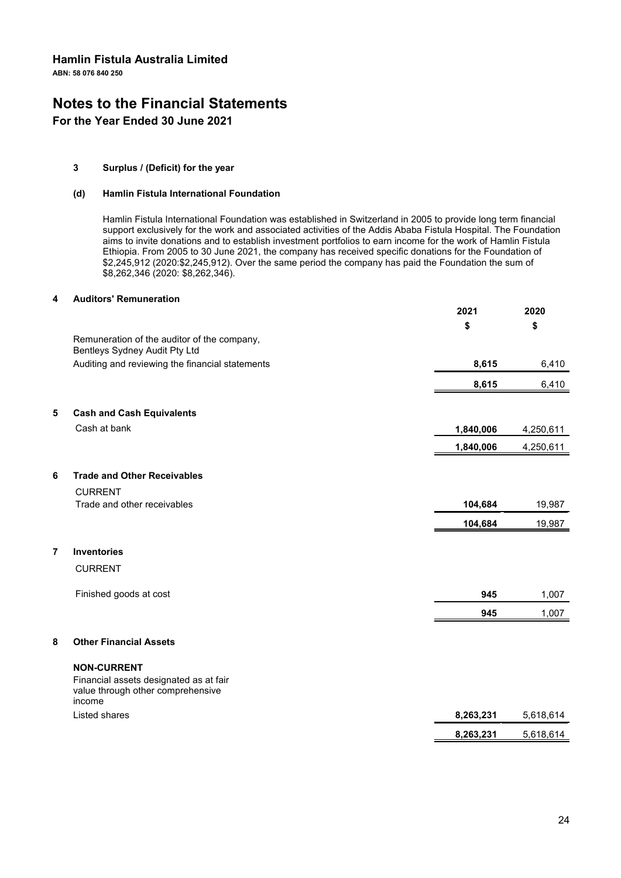Hamlin Fistula Australia Limited
ABN: 58 076 840 250

# Notes to the Financial Statements

## For the Year Ended 30 June 2021

### 3 Surplus / (Deficit) for the year

#### (d) Hamlin Fistula International Foundation

Hamlin Fistula International Foundation was established in Switzerland in 2005 to provide long term financial support exclusively for the work and associated activities of the Addis Ababa Fistula Hospital. The Foundation aims to invite donations and to establish investment portfolios to earn income for the work of Hamlin Fistula Ethiopia. From 2005 to 30 June 2021, the company has received specific donations for the Foundation of $2,245,912 (2020:$2,245,912). Over the same period the company has paid the Foundation the sum of $8,262,346 (2020: $8,262,346).

### 4 Auditors' Remuneration

| | 2021 | 2020 |
|---|---|---|
| | $ | $ |
| Remuneration of the auditor of the company, Bentleys Sydney Audit Pty Ltd | | |
| Auditing and reviewing the financial statements | **8,615** | 6,410 |
| | **8,615** | 6,410 |

### 5 Cash and Cash Equivalents

| | 2021 | 2020 |
|---|---|---|
| Cash at bank | **1,840,006** | 4,250,611 |
| | **1,840,006** | 4,250,611 |

### 6 Trade and Other Receivables

| | 2021 | 2020 |
|---|---|---|
| CURRENT | | |
| Trade and other receivables | **104,684** | 19,987 |
| | **104,684** | 19,987 |

### 7 Inventories

| | 2021 | 2020 |
|---|---|---|
| CURRENT | | |
| Finished goods at cost | **945** | 1,007 |
| | **945** | 1,007 |

### 8 Other Financial Assets

| | 2021 | 2020 |
|---|---|---|
| **NON-CURRENT** | | |
| Financial assets designated as at fair value through other comprehensive income | | |
| Listed shares | **8,263,231** | 5,618,614 |
| | **8,263,231** | 5,618,614 |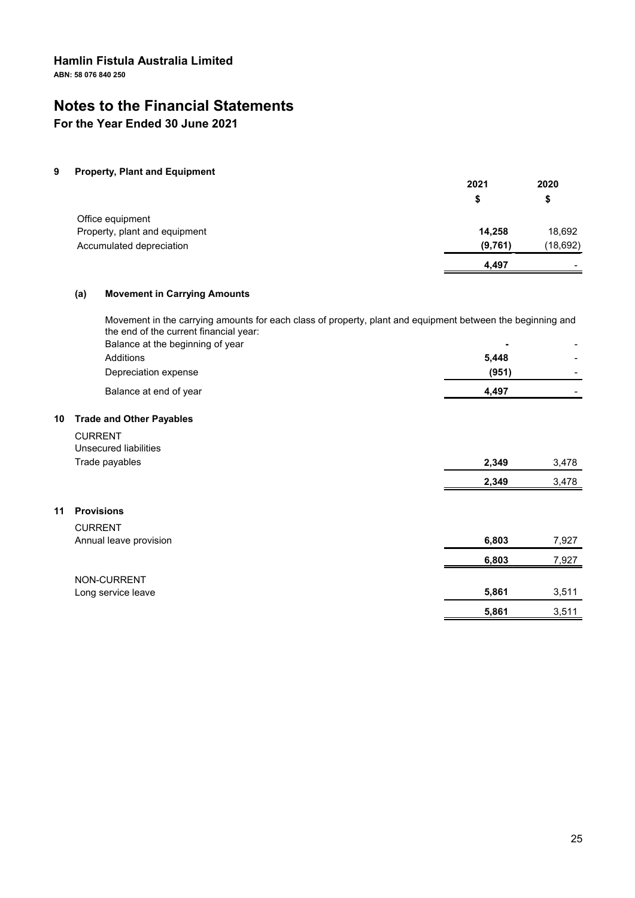# Hamlin Fistula Australia Limited

**ABN: 58 076 840 250**

# Notes to the Financial Statements

## For the Year Ended 30 June 2021

### 9 Property, Plant and Equipment

| | 2021 | 2020 |
|---|---|---|
| | $ | $ |
| Office equipment | | |
| Property, plant and equipment | **14,258** | 18,692 |
| Accumulated depreciation | **(9,761)** | (18,692) |
| | **4,497** | - |

#### (a) Movement in Carrying Amounts

Movement in the carrying amounts for each class of property, plant and equipment between the beginning and the end of the current financial year:

| | 2021 | 2020 |
|---|---|---|
| Balance at the beginning of year | **-** | - |
| Additions | **5,448** | - |
| Depreciation expense | **(951)** | - |
| Balance at end of year | **4,497** | - |

### 10 Trade and Other Payables

| | 2021 | 2020 |
|---|---|---|
| CURRENT | | |
| Unsecured liabilities | | |
| Trade payables | **2,349** | 3,478 |
| | **2,349** | 3,478 |

### 11 Provisions

| | 2021 | 2020 |
|---|---|---|
| CURRENT | | |
| Annual leave provision | **6,803** | 7,927 |
| | **6,803** | 7,927 |
| NON-CURRENT | | |
| Long service leave | **5,861** | 3,511 |
| | **5,861** | 3,511 |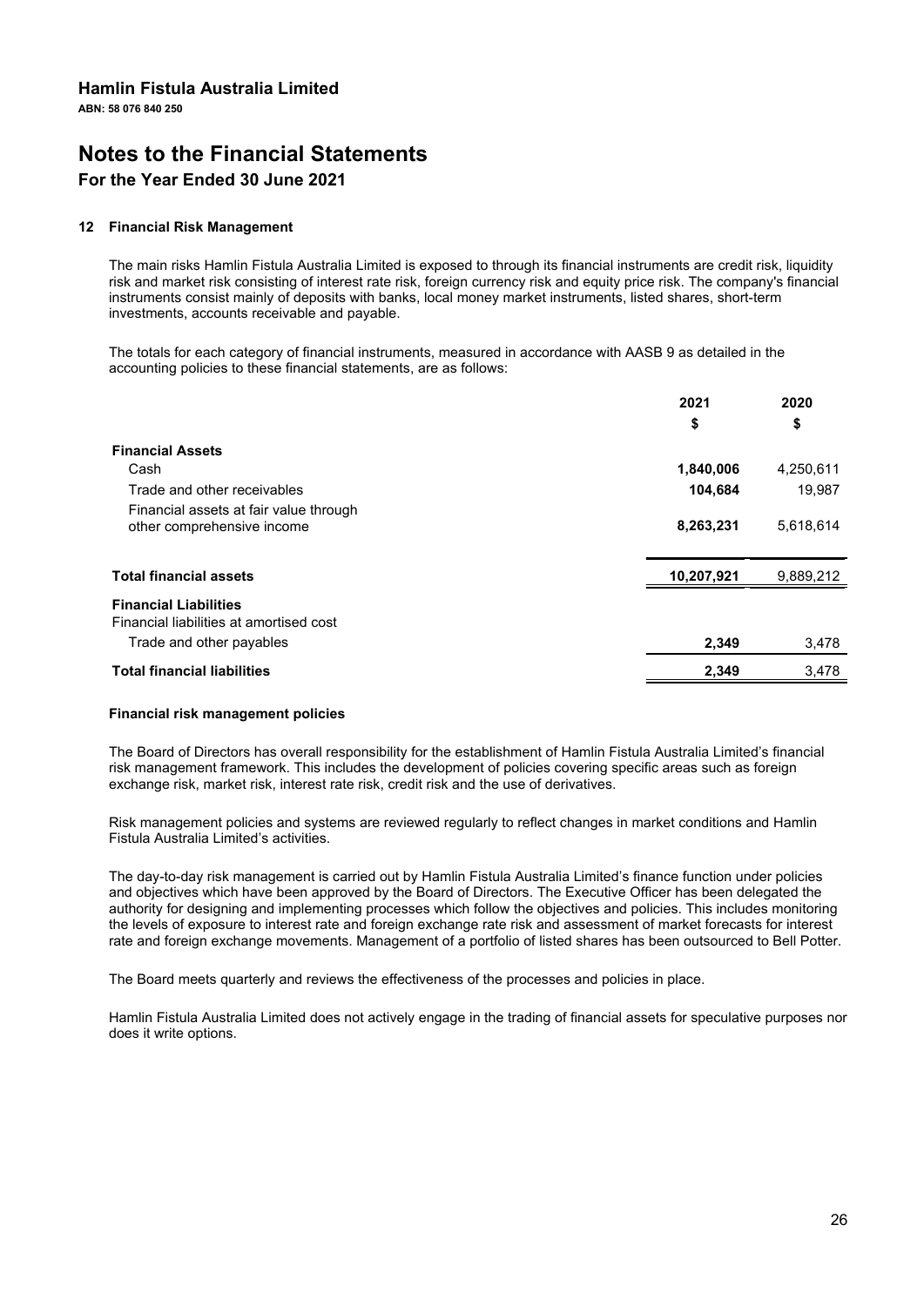# Hamlin Fistula Australia Limited

**ABN: 58 076 840 250**

# Notes to the Financial Statements

## For the Year Ended 30 June 2021

### 12 Financial Risk Management

The main risks Hamlin Fistula Australia Limited is exposed to through its financial instruments are credit risk, liquidity risk and market risk consisting of interest rate risk, foreign currency risk and equity price risk. The company's financial instruments consist mainly of deposits with banks, local money market instruments, listed shares, short-term investments, accounts receivable and payable.

The totals for each category of financial instruments, measured in accordance with AASB 9 as detailed in the accounting policies to these financial statements, are as follows:

| | 2021 | 2020 |
|---|---|---|
| | $ | $ |
| **Financial Assets** | | |
| Cash | **1,840,006** | 4,250,611 |
| Trade and other receivables | **104,684** | 19,987 |
| Financial assets at fair value through other comprehensive income | **8,263,231** | 5,618,614 |
| **Total financial assets** | **10,207,921** | 9,889,212 |
| **Financial Liabilities** | | |
| Financial liabilities at amortised cost | | |
| Trade and other payables | **2,349** | 3,478 |
| **Total financial liabilities** | **2,349** | 3,478 |

**Financial risk management policies**

The Board of Directors has overall responsibility for the establishment of Hamlin Fistula Australia Limited's financial risk management framework. This includes the development of policies covering specific areas such as foreign exchange risk, market risk, interest rate risk, credit risk and the use of derivatives.

Risk management policies and systems are reviewed regularly to reflect changes in market conditions and Hamlin Fistula Australia Limited's activities.

The day-to-day risk management is carried out by Hamlin Fistula Australia Limited's finance function under policies and objectives which have been approved by the Board of Directors. The Executive Officer has been delegated the authority for designing and implementing processes which follow the objectives and policies. This includes monitoring the levels of exposure to interest rate and foreign exchange rate risk and assessment of market forecasts for interest rate and foreign exchange movements. Management of a portfolio of listed shares has been outsourced to Bell Potter.

The Board meets quarterly and reviews the effectiveness of the processes and policies in place.

Hamlin Fistula Australia Limited does not actively engage in the trading of financial assets for speculative purposes nor does it write options.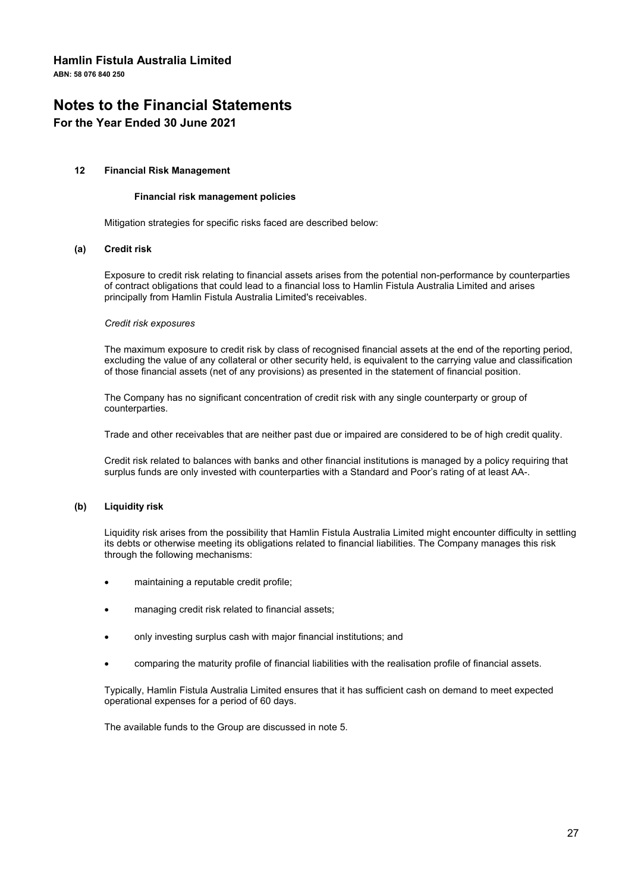# Notes to the Financial Statements

## For the Year Ended 30 June 2021

### 12 Financial Risk Management

#### Financial risk management policies

Mitigation strategies for specific risks faced are described below:

#### (a) Credit risk

Exposure to credit risk relating to financial assets arises from the potential non-performance by counterparties of contract obligations that could lead to a financial loss to Hamlin Fistula Australia Limited and arises principally from Hamlin Fistula Australia Limited's receivables.

*Credit risk exposures*

The maximum exposure to credit risk by class of recognised financial assets at the end of the reporting period, excluding the value of any collateral or other security held, is equivalent to the carrying value and classification of those financial assets (net of any provisions) as presented in the statement of financial position.

The Company has no significant concentration of credit risk with any single counterparty or group of counterparties.

Trade and other receivables that are neither past due or impaired are considered to be of high credit quality.

Credit risk related to balances with banks and other financial institutions is managed by a policy requiring that surplus funds are only invested with counterparties with a Standard and Poor's rating of at least AA-.

#### (b) Liquidity risk

Liquidity risk arises from the possibility that Hamlin Fistula Australia Limited might encounter difficulty in settling its debts or otherwise meeting its obligations related to financial liabilities. The Company manages this risk through the following mechanisms:

- maintaining a reputable credit profile;
- managing credit risk related to financial assets;
- only investing surplus cash with major financial institutions; and
- comparing the maturity profile of financial liabilities with the realisation profile of financial assets.

Typically, Hamlin Fistula Australia Limited ensures that it has sufficient cash on demand to meet expected operational expenses for a period of 60 days.

The available funds to the Group are discussed in note 5.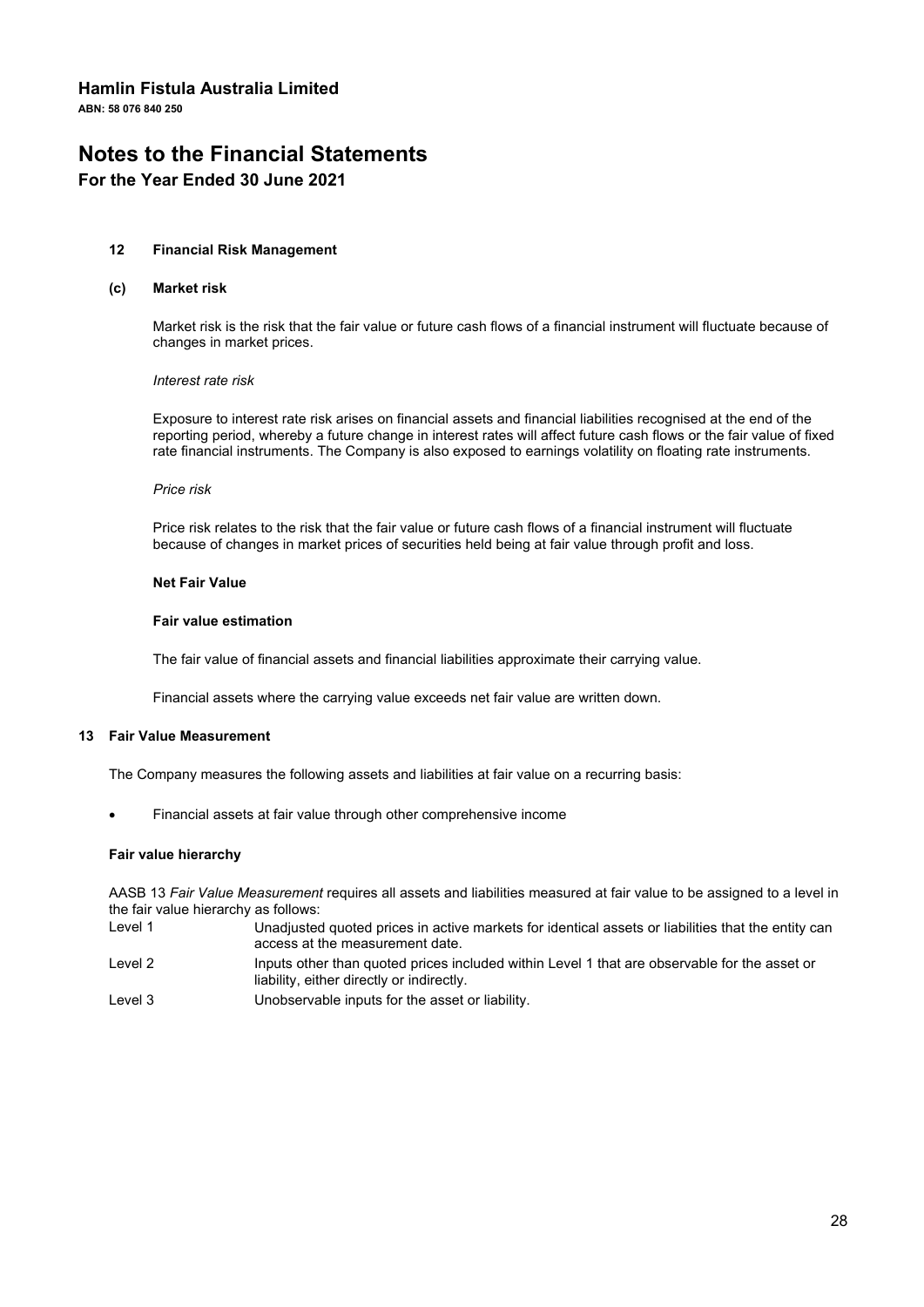# Hamlin Fistula Australia Limited

**ABN: 58 076 840 250**

# Notes to the Financial Statements

## For the Year Ended 30 June 2021

### 12 Financial Risk Management

#### (c) Market risk

Market risk is the risk that the fair value or future cash flows of a financial instrument will fluctuate because of changes in market prices.

*Interest rate risk*

Exposure to interest rate risk arises on financial assets and financial liabilities recognised at the end of the reporting period, whereby a future change in interest rates will affect future cash flows or the fair value of fixed rate financial instruments. The Company is also exposed to earnings volatility on floating rate instruments.

*Price risk*

Price risk relates to the risk that the fair value or future cash flows of a financial instrument will fluctuate because of changes in market prices of securities held being at fair value through profit and loss.

**Net Fair Value**

**Fair value estimation**

The fair value of financial assets and financial liabilities approximate their carrying value.

Financial assets where the carrying value exceeds net fair value are written down.

### 13 Fair Value Measurement

The Company measures the following assets and liabilities at fair value on a recurring basis:

- Financial assets at fair value through other comprehensive income

**Fair value hierarchy**

AASB 13 *Fair Value Measurement* requires all assets and liabilities measured at fair value to be assigned to a level in the fair value hierarchy as follows:

| | |
|---|---|
| Level 1 | Unadjusted quoted prices in active markets for identical assets or liabilities that the entity can access at the measurement date. |
| Level 2 | Inputs other than quoted prices included within Level 1 that are observable for the asset or liability, either directly or indirectly. |
| Level 3 | Unobservable inputs for the asset or liability. |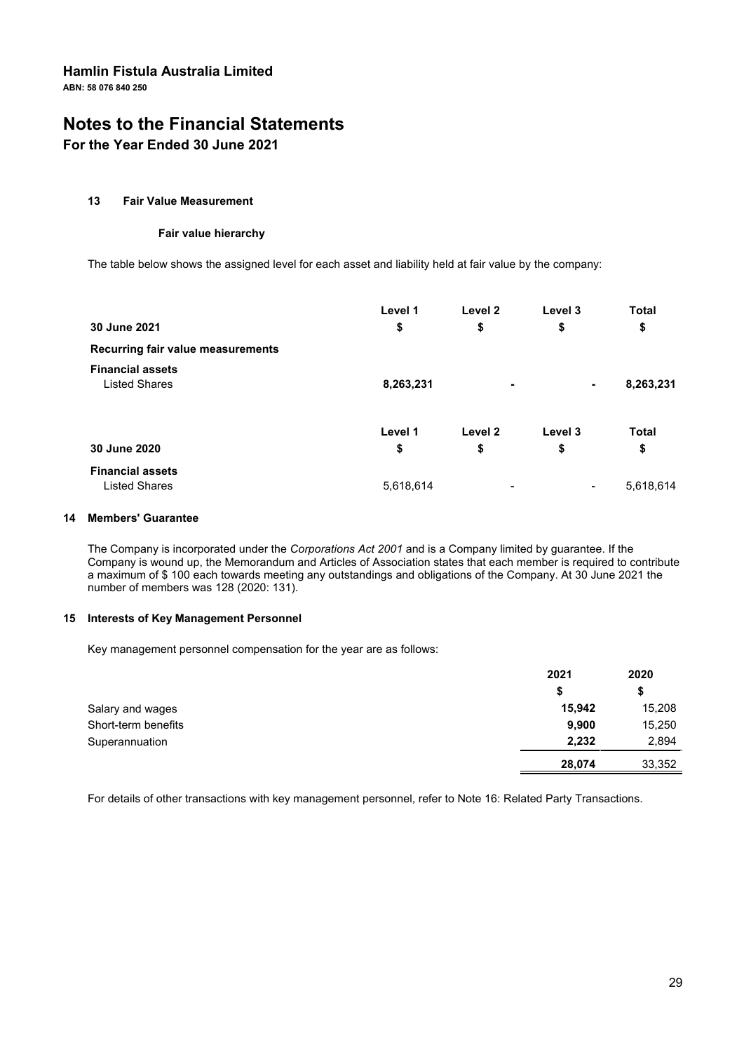# Hamlin Fistula Australia Limited

**ABN: 58 076 840 250**

# Notes to the Financial Statements

## For the Year Ended 30 June 2021

### 13 Fair Value Measurement

#### Fair value hierarchy

The table below shows the assigned level for each asset and liability held at fair value by the company:

| 30 June 2021 | Level 1<br>$ | Level 2<br>$ | Level 3<br>$ | Total<br>$ |
|---|---|---|---|---|
| **Recurring fair value measurements** | | | | |
| **Financial assets** | | | | |
| Listed Shares | **8,263,231** | **-** | **-** | **8,263,231** |

| 30 June 2020 | Level 1<br>$ | Level 2<br>$ | Level 3<br>$ | Total<br>$ |
|---|---|---|---|---|
| **Financial assets** | | | | |
| Listed Shares | 5,618,614 | - | - | 5,618,614 |

### 14 Members' Guarantee

The Company is incorporated under the *Corporations Act 2001* and is a Company limited by guarantee. If the Company is wound up, the Memorandum and Articles of Association states that each member is required to contribute a maximum of $ 100 each towards meeting any outstandings and obligations of the Company. At 30 June 2021 the number of members was 128 (2020: 131).

### 15 Interests of Key Management Personnel

Key management personnel compensation for the year are as follows:

| | 2021<br>$ | 2020<br>$ |
|---|---|---|
| Salary and wages | **15,942** | 15,208 |
| Short-term benefits | **9,900** | 15,250 |
| Superannuation | **2,232** | 2,894 |
| | **28,074** | 33,352 |

For details of other transactions with key management personnel, refer to Note 16: Related Party Transactions.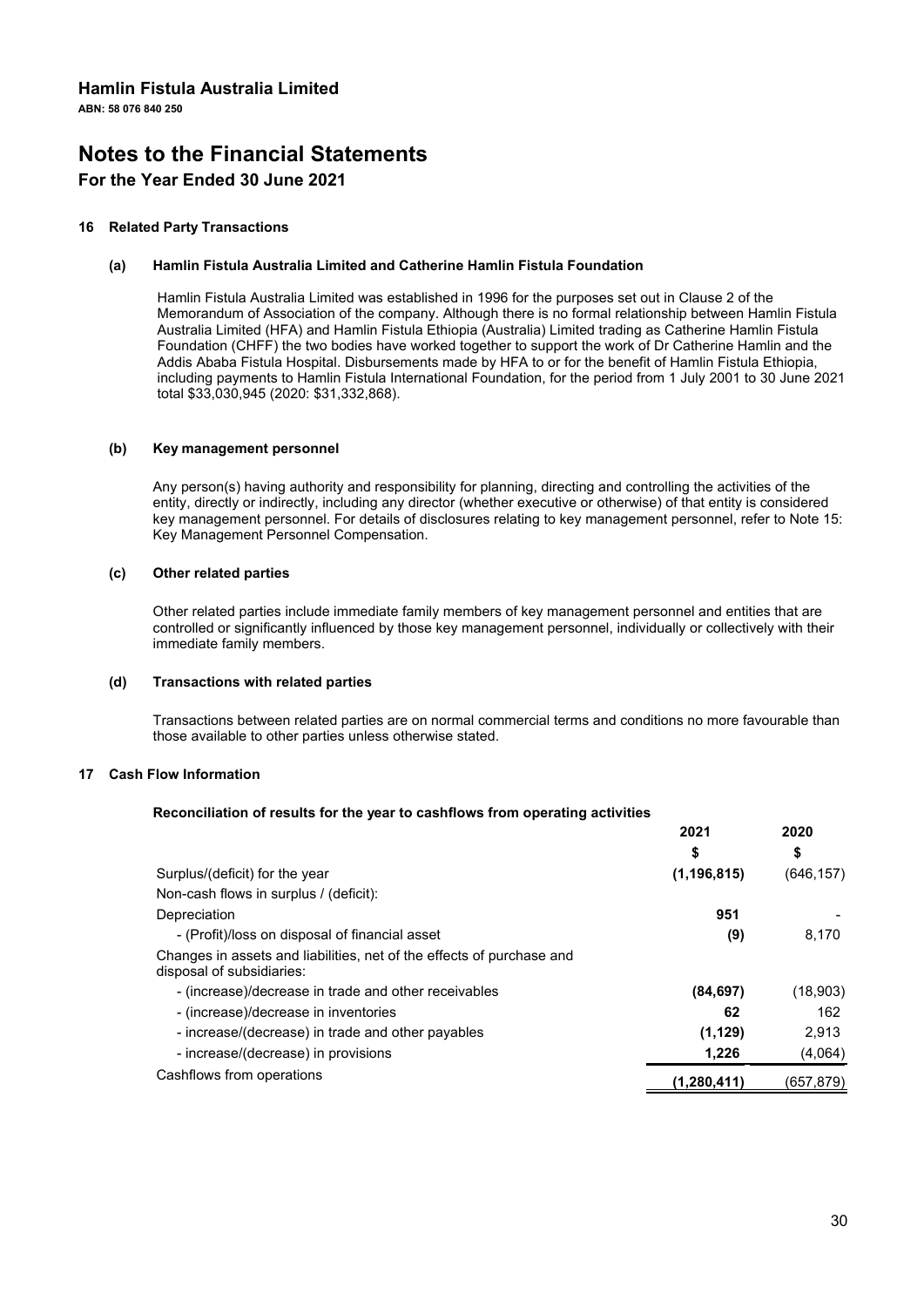**Hamlin Fistula Australia Limited**

**ABN: 58 076 840 250**

# Notes to the Financial Statements

## For the Year Ended 30 June 2021

### 16 Related Party Transactions

#### (a) Hamlin Fistula Australia Limited and Catherine Hamlin Fistula Foundation

Hamlin Fistula Australia Limited was established in 1996 for the purposes set out in Clause 2 of the Memorandum of Association of the company. Although there is no formal relationship between Hamlin Fistula Australia Limited (HFA) and Hamlin Fistula Ethiopia (Australia) Limited trading as Catherine Hamlin Fistula Foundation (CHFF) the two bodies have worked together to support the work of Dr Catherine Hamlin and the Addis Ababa Fistula Hospital. Disbursements made by HFA to or for the benefit of Hamlin Fistula Ethiopia, including payments to Hamlin Fistula International Foundation, for the period from 1 July 2001 to 30 June 2021 total $33,030,945 (2020: $31,332,868).

#### (b) Key management personnel

Any person(s) having authority and responsibility for planning, directing and controlling the activities of the entity, directly or indirectly, including any director (whether executive or otherwise) of that entity is considered key management personnel. For details of disclosures relating to key management personnel, refer to Note 15: Key Management Personnel Compensation.

#### (c) Other related parties

Other related parties include immediate family members of key management personnel and entities that are controlled or significantly influenced by those key management personnel, individually or collectively with their immediate family members.

#### (d) Transactions with related parties

Transactions between related parties are on normal commercial terms and conditions no more favourable than those available to other parties unless otherwise stated.

### 17 Cash Flow Information

**Reconciliation of results for the year to cashflows from operating activities**

| | 2021 | 2020 |
|---|---|---|
| | $ | $ |
| Surplus/(deficit) for the year | **(1,196,815)** | (646,157) |
| Non-cash flows in surplus / (deficit): | | |
| Depreciation | **951** | - |
| - (Profit)/loss on disposal of financial asset | **(9)** | 8,170 |
| Changes in assets and liabilities, net of the effects of purchase and disposal of subsidiaries: | | |
| - (increase)/decrease in trade and other receivables | **(84,697)** | (18,903) |
| - (increase)/decrease in inventories | **62** | 162 |
| - increase/(decrease) in trade and other payables | **(1,129)** | 2,913 |
| - increase/(decrease) in provisions | **1,226** | (4,064) |
| Cashflows from operations | **(1,280,411)** | (657,879) |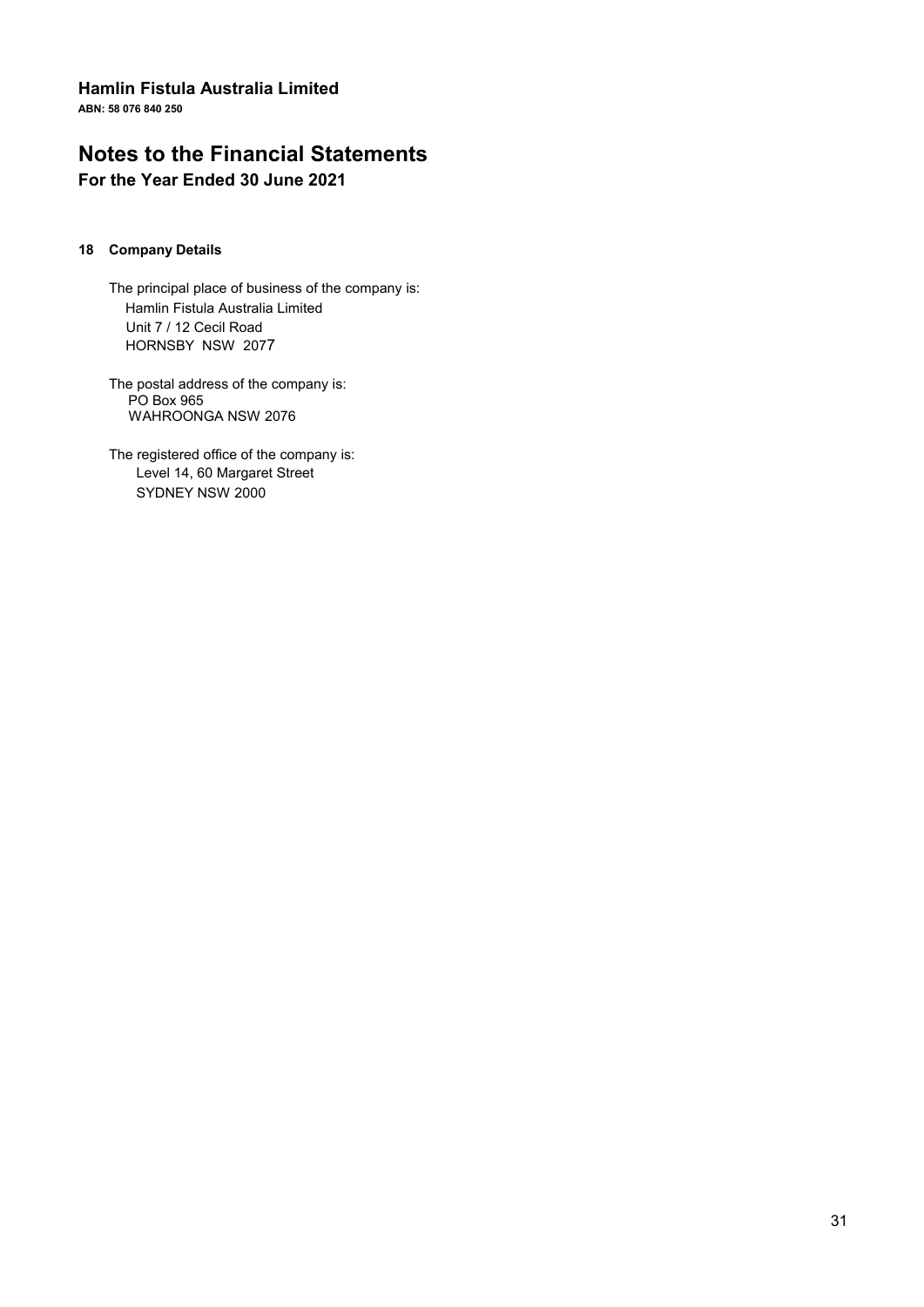**Hamlin Fistula Australia Limited**

**ABN: 58 076 840 250**

# Notes to the Financial Statements

## For the Year Ended 30 June 2021

### 18 Company Details

The principal place of business of the company is:

Hamlin Fistula Australia Limited
Unit 7 / 12 Cecil Road
HORNSBY NSW 2077

The postal address of the company is:

PO Box 965
WAHROONGA NSW 2076

The registered office of the company is:

Level 14, 60 Margaret Street
SYDNEY NSW 2000